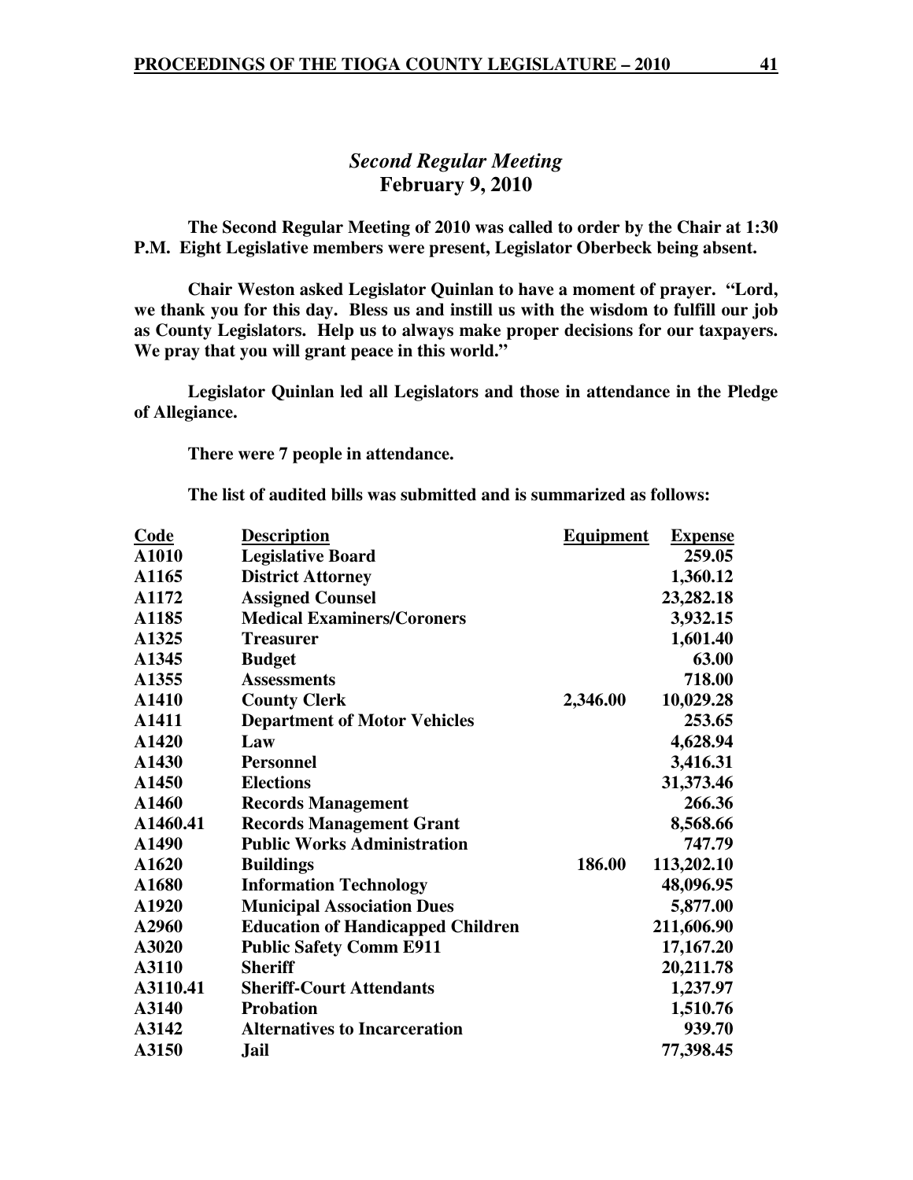## *Second Regular Meeting*
## February 9, 2010

**The Second Regular Meeting of 2010 was called to order by the Chair at 1:30 P.M. Eight Legislative members were present, Legislator Oberbeck being absent.**

**Chair Weston asked Legislator Quinlan to have a moment of prayer. "Lord, we thank you for this day. Bless us and instill us with the wisdom to fulfill our job as County Legislators. Help us to always make proper decisions for our taxpayers. We pray that you will grant peace in this world."**

**Legislator Quinlan led all Legislators and those in attendance in the Pledge of Allegiance.**

**There were 7 people in attendance.**

**The list of audited bills was submitted and is summarized as follows:**

| Code | Description | Equipment | Expense |
|---|---|---|---|
| A1010 | Legislative Board | | 259.05 |
| A1165 | District Attorney | | 1,360.12 |
| A1172 | Assigned Counsel | | 23,282.18 |
| A1185 | Medical Examiners/Coroners | | 3,932.15 |
| A1325 | Treasurer | | 1,601.40 |
| A1345 | Budget | | 63.00 |
| A1355 | Assessments | | 718.00 |
| A1410 | County Clerk | 2,346.00 | 10,029.28 |
| A1411 | Department of Motor Vehicles | | 253.65 |
| A1420 | Law | | 4,628.94 |
| A1430 | Personnel | | 3,416.31 |
| A1450 | Elections | | 31,373.46 |
| A1460 | Records Management | | 266.36 |
| A1460.41 | Records Management Grant | | 8,568.66 |
| A1490 | Public Works Administration | | 747.79 |
| A1620 | Buildings | 186.00 | 113,202.10 |
| A1680 | Information Technology | | 48,096.95 |
| A1920 | Municipal Association Dues | | 5,877.00 |
| A2960 | Education of Handicapped Children | | 211,606.90 |
| A3020 | Public Safety Comm E911 | | 17,167.20 |
| A3110 | Sheriff | | 20,211.78 |
| A3110.41 | Sheriff-Court Attendants | | 1,237.97 |
| A3140 | Probation | | 1,510.76 |
| A3142 | Alternatives to Incarceration | | 939.70 |
| A3150 | Jail | | 77,398.45 |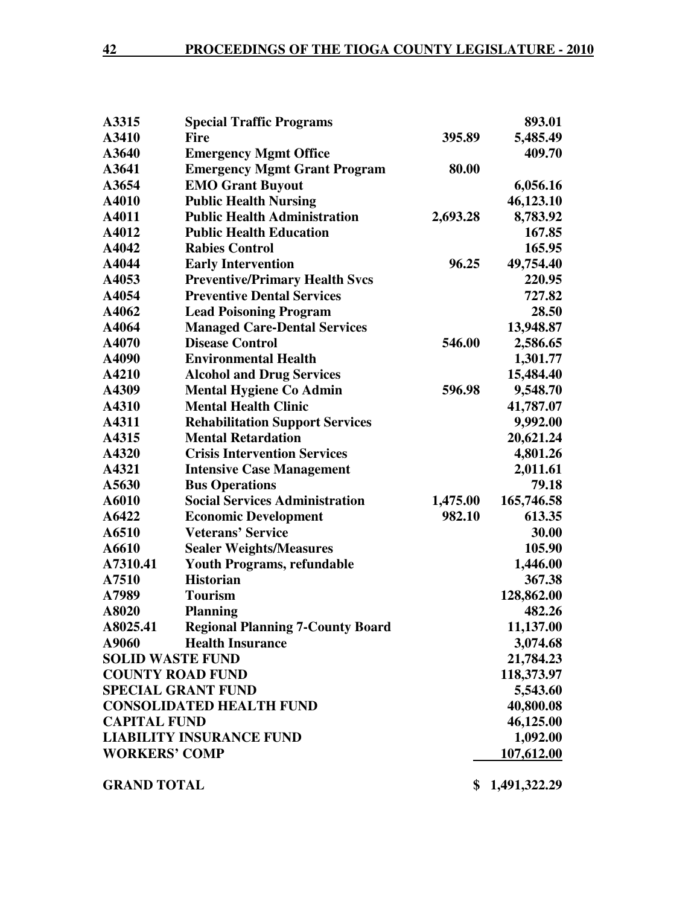| | | | |
|---|---|---|---|
| A3315 | **Special Traffic Programs** | | 893.01 |
| A3410 | **Fire** | 395.89 | 5,485.49 |
| A3640 | **Emergency Mgmt Office** | | 409.70 |
| A3641 | **Emergency Mgmt Grant Program** | 80.00 | |
| A3654 | **EMO Grant Buyout** | | 6,056.16 |
| A4010 | **Public Health Nursing** | | 46,123.10 |
| A4011 | **Public Health Administration** | 2,693.28 | 8,783.92 |
| A4012 | **Public Health Education** | | 167.85 |
| A4042 | **Rabies Control** | | 165.95 |
| A4044 | **Early Intervention** | 96.25 | 49,754.40 |
| A4053 | **Preventive/Primary Health Svcs** | | 220.95 |
| A4054 | **Preventive Dental Services** | | 727.82 |
| A4062 | **Lead Poisoning Program** | | 28.50 |
| A4064 | **Managed Care-Dental Services** | | 13,948.87 |
| A4070 | **Disease Control** | 546.00 | 2,586.65 |
| A4090 | **Environmental Health** | | 1,301.77 |
| A4210 | **Alcohol and Drug Services** | | 15,484.40 |
| A4309 | **Mental Hygiene Co Admin** | 596.98 | 9,548.70 |
| A4310 | **Mental Health Clinic** | | 41,787.07 |
| A4311 | **Rehabilitation Support Services** | | 9,992.00 |
| A4315 | **Mental Retardation** | | 20,621.24 |
| A4320 | **Crisis Intervention Services** | | 4,801.26 |
| A4321 | **Intensive Case Management** | | 2,011.61 |
| A5630 | **Bus Operations** | | 79.18 |
| A6010 | **Social Services Administration** | 1,475.00 | 165,746.58 |
| A6422 | **Economic Development** | 982.10 | 613.35 |
| A6510 | **Veterans' Service** | | 30.00 |
| A6610 | **Sealer Weights/Measures** | | 105.90 |
| A7310.41 | **Youth Programs, refundable** | | 1,446.00 |
| A7510 | **Historian** | | 367.38 |
| A7989 | **Tourism** | | 128,862.00 |
| A8020 | **Planning** | | 482.26 |
| A8025.41 | **Regional Planning 7-County Board** | | 11,137.00 |
| A9060 | **Health Insurance** | | 3,074.68 |
| **SOLID WASTE FUND** | | | 21,784.23 |
| **COUNTY ROAD FUND** | | | 118,373.97 |
| **SPECIAL GRANT FUND** | | | 5,543.60 |
| **CONSOLIDATED HEALTH FUND** | | | 40,800.08 |
| **CAPITAL FUND** | | | 46,125.00 |
| **LIABILITY INSURANCE FUND** | | | 1,092.00 |
| **WORKERS' COMP** | | | 107,612.00 |
| **GRAND TOTAL** | | | **$ 1,491,322.29** |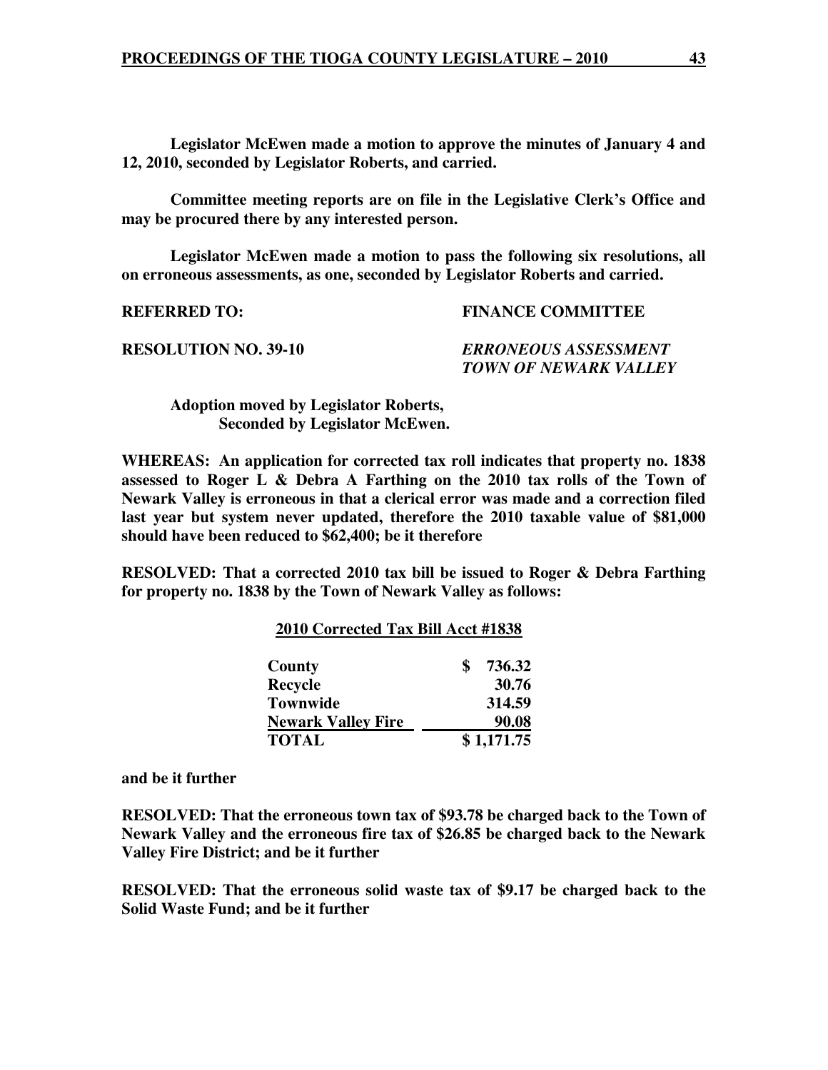**Legislator McEwen made a motion to approve the minutes of January 4 and 12, 2010, seconded by Legislator Roberts, and carried.**

**Committee meeting reports are on file in the Legislative Clerk's Office and may be procured there by any interested person.**

**Legislator McEwen made a motion to pass the following six resolutions, all on erroneous assessments, as one, seconded by Legislator Roberts and carried.**

**REFERRED TO:** **FINANCE COMMITTEE**

**RESOLUTION NO. 39-10** ***ERRONEOUS ASSESSMENT TOWN OF NEWARK VALLEY***

**Adoption moved by Legislator Roberts,**
**Seconded by Legislator McEwen.**

**WHEREAS: An application for corrected tax roll indicates that property no. 1838 assessed to Roger L & Debra A Farthing on the 2010 tax rolls of the Town of Newark Valley is erroneous in that a clerical error was made and a correction filed last year but system never updated, therefore the 2010 taxable value of $81,000 should have been reduced to $62,400; be it therefore**

**RESOLVED: That a corrected 2010 tax bill be issued to Roger & Debra Farthing for property no. 1838 by the Town of Newark Valley as follows:**

**2010 Corrected Tax Bill Acct #1838**

| | |
|---|---|
| **County** | **$ 736.32** |
| **Recycle** | **30.76** |
| **Townwide** | **314.59** |
| **Newark Valley Fire** | **90.08** |
| **TOTAL** | **$ 1,171.75** |

**and be it further**

**RESOLVED: That the erroneous town tax of $93.78 be charged back to the Town of Newark Valley and the erroneous fire tax of $26.85 be charged back to the Newark Valley Fire District; and be it further**

**RESOLVED: That the erroneous solid waste tax of $9.17 be charged back to the Solid Waste Fund; and be it further**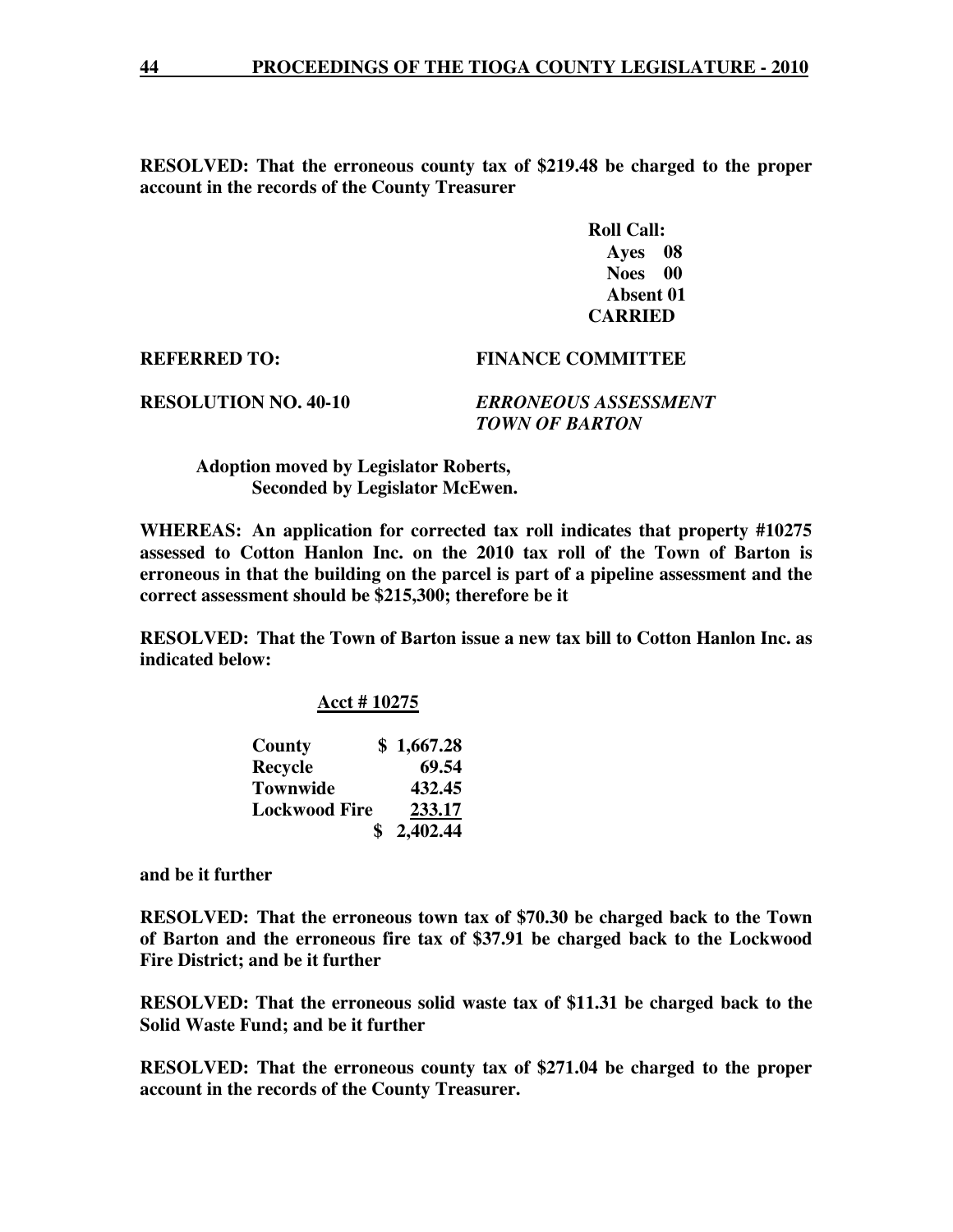**RESOLVED: That the erroneous county tax of $219.48 be charged to the proper account in the records of the County Treasurer**

**Roll Call:**
**Ayes 08**
**Noes 00**
**Absent 01**
**CARRIED**

**REFERRED TO: FINANCE COMMITTEE**

**RESOLUTION NO. 40-10** ***ERRONEOUS ASSESSMENT TOWN OF BARTON***

**Adoption moved by Legislator Roberts,**
**Seconded by Legislator McEwen.**

**WHEREAS: An application for corrected tax roll indicates that property #10275 assessed to Cotton Hanlon Inc. on the 2010 tax roll of the Town of Barton is erroneous in that the building on the parcel is part of a pipeline assessment and the correct assessment should be $215,300; therefore be it**

**RESOLVED: That the Town of Barton issue a new tax bill to Cotton Hanlon Inc. as indicated below:**

**Acct # 10275**

| | |
|---|---|
| **County** | **$ 1,667.28** |
| **Recycle** | **69.54** |
| **Townwide** | **432.45** |
| **Lockwood Fire** | **233.17** |
| | **$ 2,402.44** |

**and be it further**

**RESOLVED: That the erroneous town tax of $70.30 be charged back to the Town of Barton and the erroneous fire tax of $37.91 be charged back to the Lockwood Fire District; and be it further**

**RESOLVED: That the erroneous solid waste tax of $11.31 be charged back to the Solid Waste Fund; and be it further**

**RESOLVED: That the erroneous county tax of $271.04 be charged to the proper account in the records of the County Treasurer.**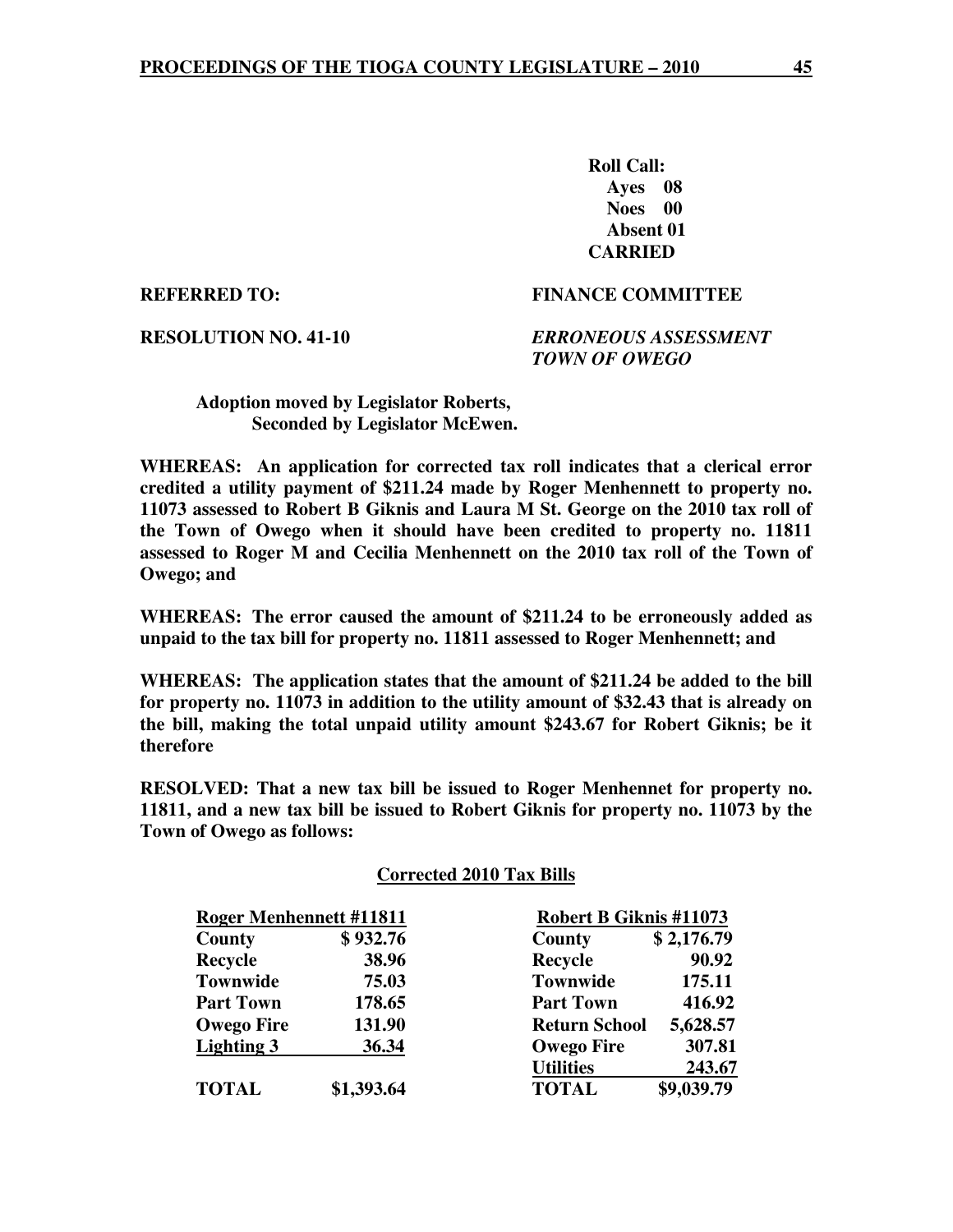**Roll Call:**
**Ayes 08**
**Noes 00**
**Absent 01**
**CARRIED**

**REFERRED TO:** **FINANCE COMMITTEE**

**RESOLUTION NO. 41-10** ***ERRONEOUS ASSESSMENT TOWN OF OWEGO***

**Adoption moved by Legislator Roberts,**
**Seconded by Legislator McEwen.**

**WHEREAS: An application for corrected tax roll indicates that a clerical error credited a utility payment of $211.24 made by Roger Menhennett to property no. 11073 assessed to Robert B Giknis and Laura M St. George on the 2010 tax roll of the Town of Owego when it should have been credited to property no. 11811 assessed to Roger M and Cecilia Menhennett on the 2010 tax roll of the Town of Owego; and**

**WHEREAS: The error caused the amount of $211.24 to be erroneously added as unpaid to the tax bill for property no. 11811 assessed to Roger Menhennett; and**

**WHEREAS: The application states that the amount of $211.24 be added to the bill for property no. 11073 in addition to the utility amount of $32.43 that is already on the bill, making the total unpaid utility amount $243.67 for Robert Giknis; be it therefore**

**RESOLVED: That a new tax bill be issued to Roger Menhennet for property no. 11811, and a new tax bill be issued to Robert Giknis for property no. 11073 by the Town of Owego as follows:**

**Corrected 2010 Tax Bills**

| Roger Menhennett #11811 | | Robert B Giknis #11073 | |
|---|---|---|---|
| County | $ 932.76 | County | $ 2,176.79 |
| Recycle | 38.96 | Recycle | 90.92 |
| Townwide | 75.03 | Townwide | 175.11 |
| Part Town | 178.65 | Part Town | 416.92 |
| Owego Fire | 131.90 | Return School | 5,628.57 |
| Lighting 3 | 36.34 | Owego Fire | 307.81 |
| | | Utilities | 243.67 |
| TOTAL | $1,393.64 | TOTAL | $9,039.79 |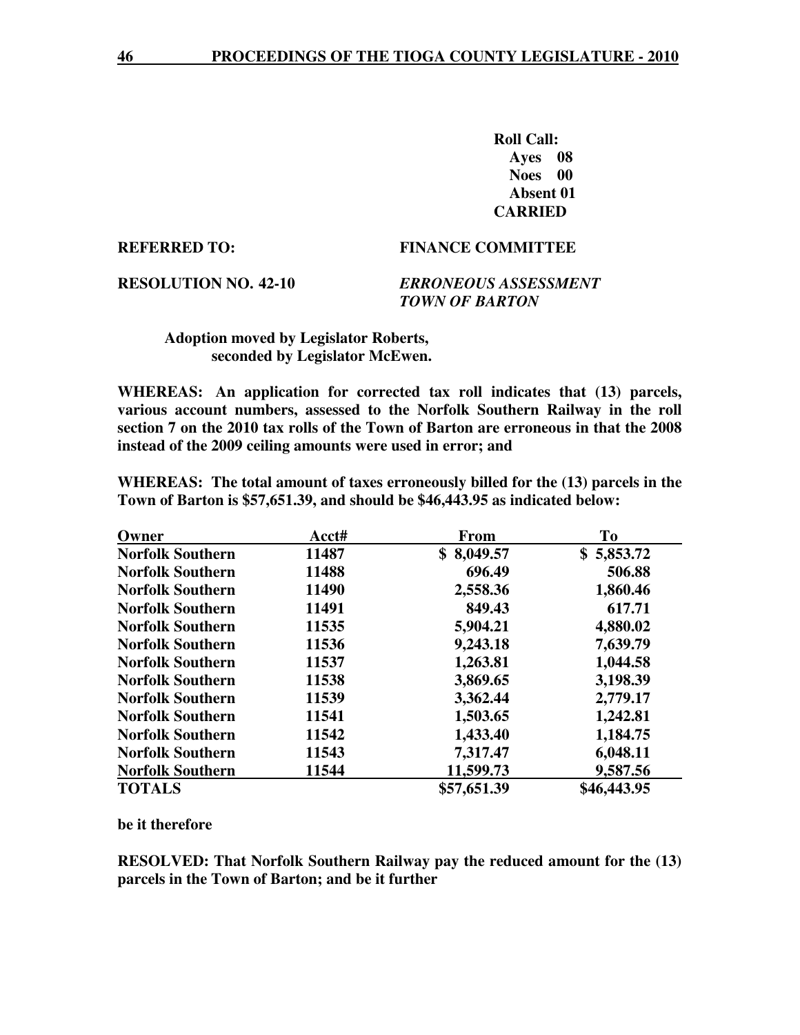**Roll Call:**
**Ayes 08**
**Noes 00**
**Absent 01**
**CARRIED**

**REFERRED TO:** **FINANCE COMMITTEE**

**RESOLUTION NO. 42-10** ***ERRONEOUS ASSESSMENT TOWN OF BARTON***

**Adoption moved by Legislator Roberts, seconded by Legislator McEwen.**

**WHEREAS: An application for corrected tax roll indicates that (13) parcels, various account numbers, assessed to the Norfolk Southern Railway in the roll section 7 on the 2010 tax rolls of the Town of Barton are erroneous in that the 2008 instead of the 2009 ceiling amounts were used in error; and**

**WHEREAS: The total amount of taxes erroneously billed for the (13) parcels in the Town of Barton is $57,651.39, and should be $46,443.95 as indicated below:**

| Owner | Acct# | From | To |
|---|---|---|---|
| Norfolk Southern | 11487 | $ 8,049.57 | $ 5,853.72 |
| Norfolk Southern | 11488 | 696.49 | 506.88 |
| Norfolk Southern | 11490 | 2,558.36 | 1,860.46 |
| Norfolk Southern | 11491 | 849.43 | 617.71 |
| Norfolk Southern | 11535 | 5,904.21 | 4,880.02 |
| Norfolk Southern | 11536 | 9,243.18 | 7,639.79 |
| Norfolk Southern | 11537 | 1,263.81 | 1,044.58 |
| Norfolk Southern | 11538 | 3,869.65 | 3,198.39 |
| Norfolk Southern | 11539 | 3,362.44 | 2,779.17 |
| Norfolk Southern | 11541 | 1,503.65 | 1,242.81 |
| Norfolk Southern | 11542 | 1,433.40 | 1,184.75 |
| Norfolk Southern | 11543 | 7,317.47 | 6,048.11 |
| Norfolk Southern | 11544 | 11,599.73 | 9,587.56 |
| **TOTALS** | | **$57,651.39** | **$46,443.95** |

**be it therefore**

**RESOLVED: That Norfolk Southern Railway pay the reduced amount for the (13) parcels in the Town of Barton; and be it further**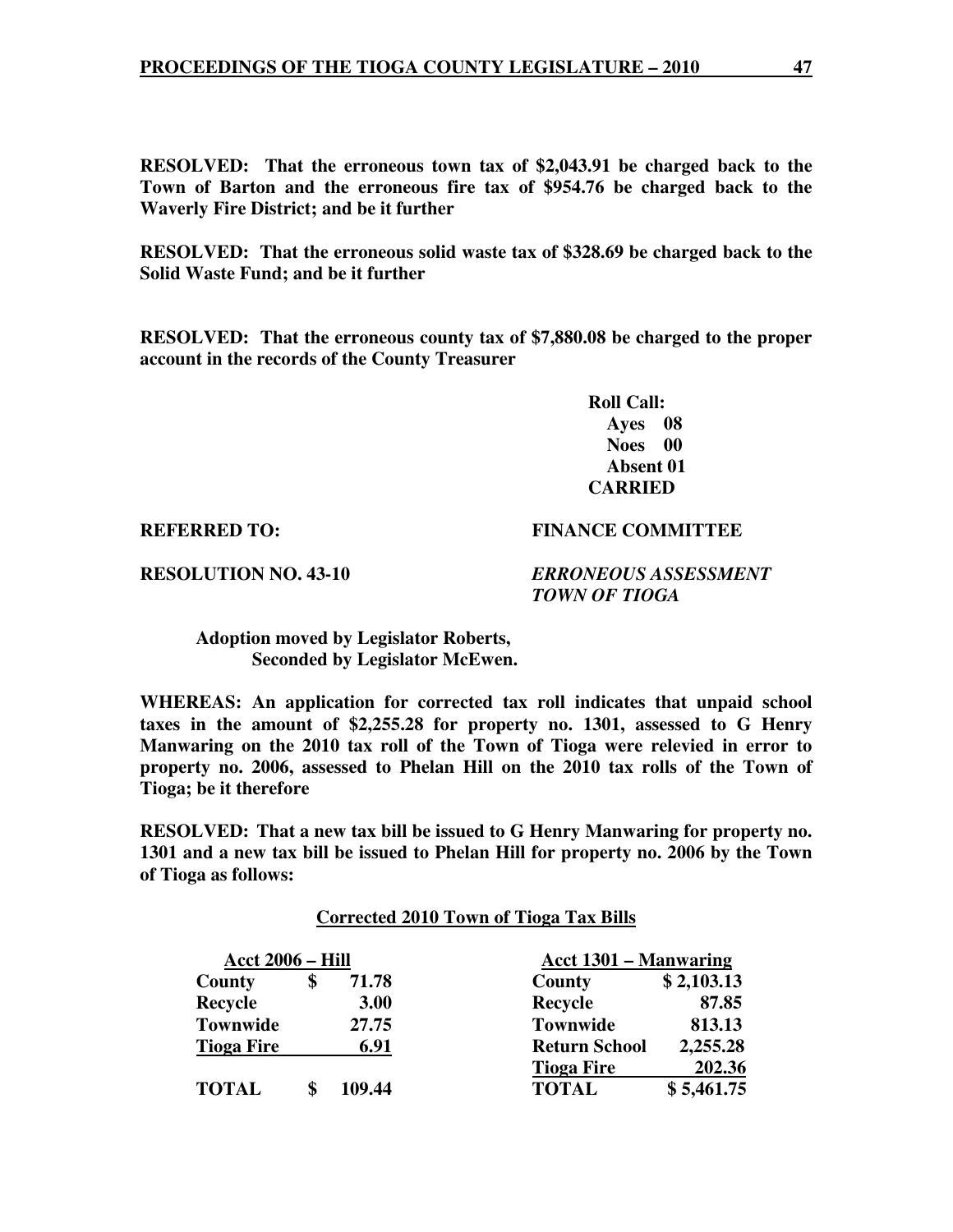**RESOLVED: That the erroneous town tax of $2,043.91 be charged back to the Town of Barton and the erroneous fire tax of $954.76 be charged back to the Waverly Fire District; and be it further**

**RESOLVED: That the erroneous solid waste tax of $328.69 be charged back to the Solid Waste Fund; and be it further**

**RESOLVED: That the erroneous county tax of $7,880.08 be charged to the proper account in the records of the County Treasurer**

**Roll Call:**
**Ayes 08**
**Noes 00**
**Absent 01**
**CARRIED**

**REFERRED TO: FINANCE COMMITTEE**

**RESOLUTION NO. 43-10** ***ERRONEOUS ASSESSMENT TOWN OF TIOGA***

**Adoption moved by Legislator Roberts,**
**Seconded by Legislator McEwen.**

**WHEREAS: An application for corrected tax roll indicates that unpaid school taxes in the amount of $2,255.28 for property no. 1301, assessed to G Henry Manwaring on the 2010 tax roll of the Town of Tioga were relevied in error to property no. 2006, assessed to Phelan Hill on the 2010 tax rolls of the Town of Tioga; be it therefore**

**RESOLVED: That a new tax bill be issued to G Henry Manwaring for property no. 1301 and a new tax bill be issued to Phelan Hill for property no. 2006 by the Town of Tioga as follows:**

**Corrected 2010 Town of Tioga Tax Bills**

| Acct 2006 – Hill | |
|---|---|
| County | $ 71.78 |
| Recycle | 3.00 |
| Townwide | 27.75 |
| Tioga Fire | 6.91 |
| TOTAL | $ 109.44 |

| Acct 1301 – Manwaring | |
|---|---|
| County | $ 2,103.13 |
| Recycle | 87.85 |
| Townwide | 813.13 |
| Return School | 2,255.28 |
| Tioga Fire | 202.36 |
| TOTAL | $ 5,461.75 |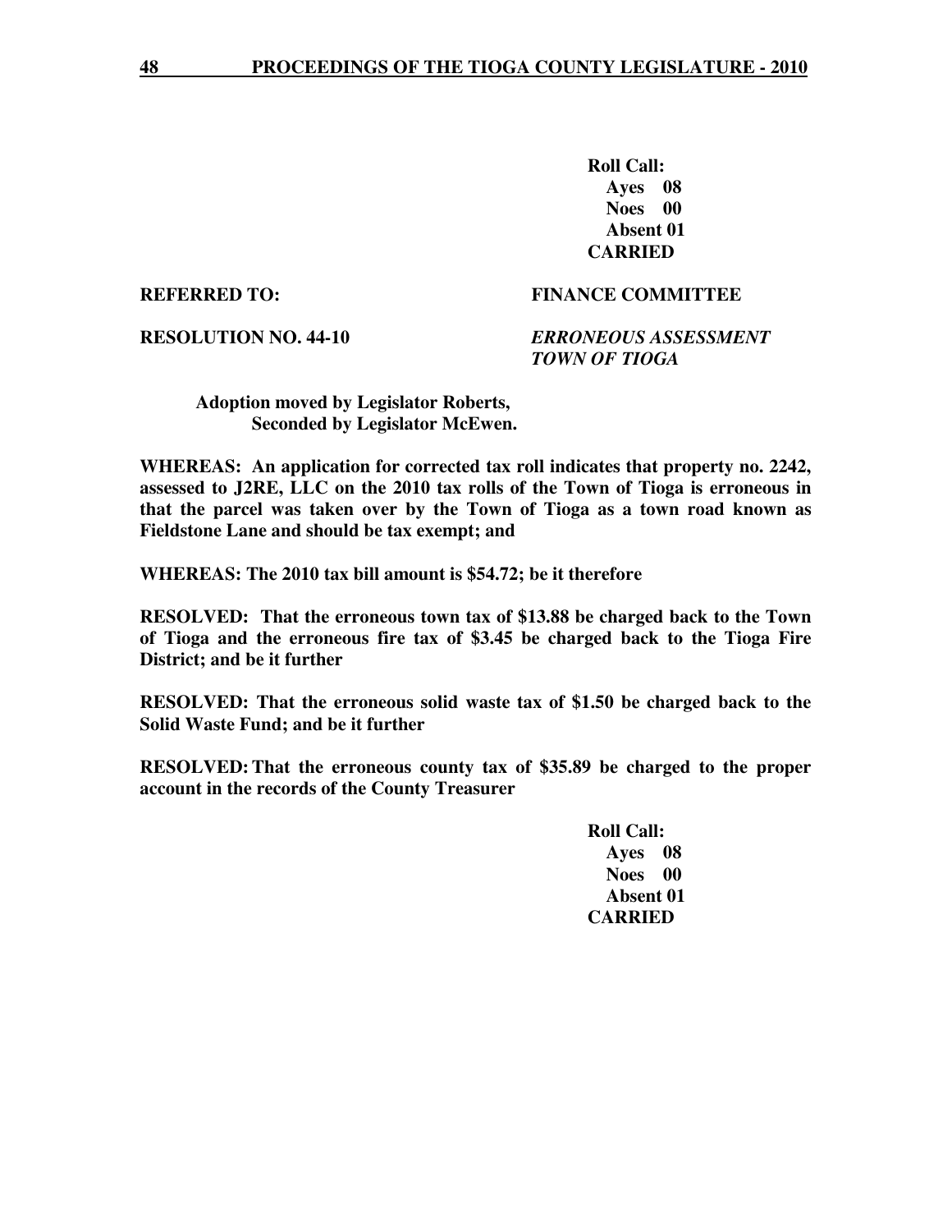**Roll Call:**
**Ayes 08**
**Noes 00**
**Absent 01**
**CARRIED**

**REFERRED TO: FINANCE COMMITTEE**

**RESOLUTION NO. 44-10** ***ERRONEOUS ASSESSMENT TOWN OF TIOGA***

**Adoption moved by Legislator Roberts,**
**Seconded by Legislator McEwen.**

**WHEREAS: An application for corrected tax roll indicates that property no. 2242, assessed to J2RE, LLC on the 2010 tax rolls of the Town of Tioga is erroneous in that the parcel was taken over by the Town of Tioga as a town road known as Fieldstone Lane and should be tax exempt; and**

**WHEREAS: The 2010 tax bill amount is $54.72; be it therefore**

**RESOLVED: That the erroneous town tax of $13.88 be charged back to the Town of Tioga and the erroneous fire tax of $3.45 be charged back to the Tioga Fire District; and be it further**

**RESOLVED: That the erroneous solid waste tax of $1.50 be charged back to the Solid Waste Fund; and be it further**

**RESOLVED: That the erroneous county tax of $35.89 be charged to the proper account in the records of the County Treasurer**

**Roll Call:**
**Ayes 08**
**Noes 00**
**Absent 01**
**CARRIED**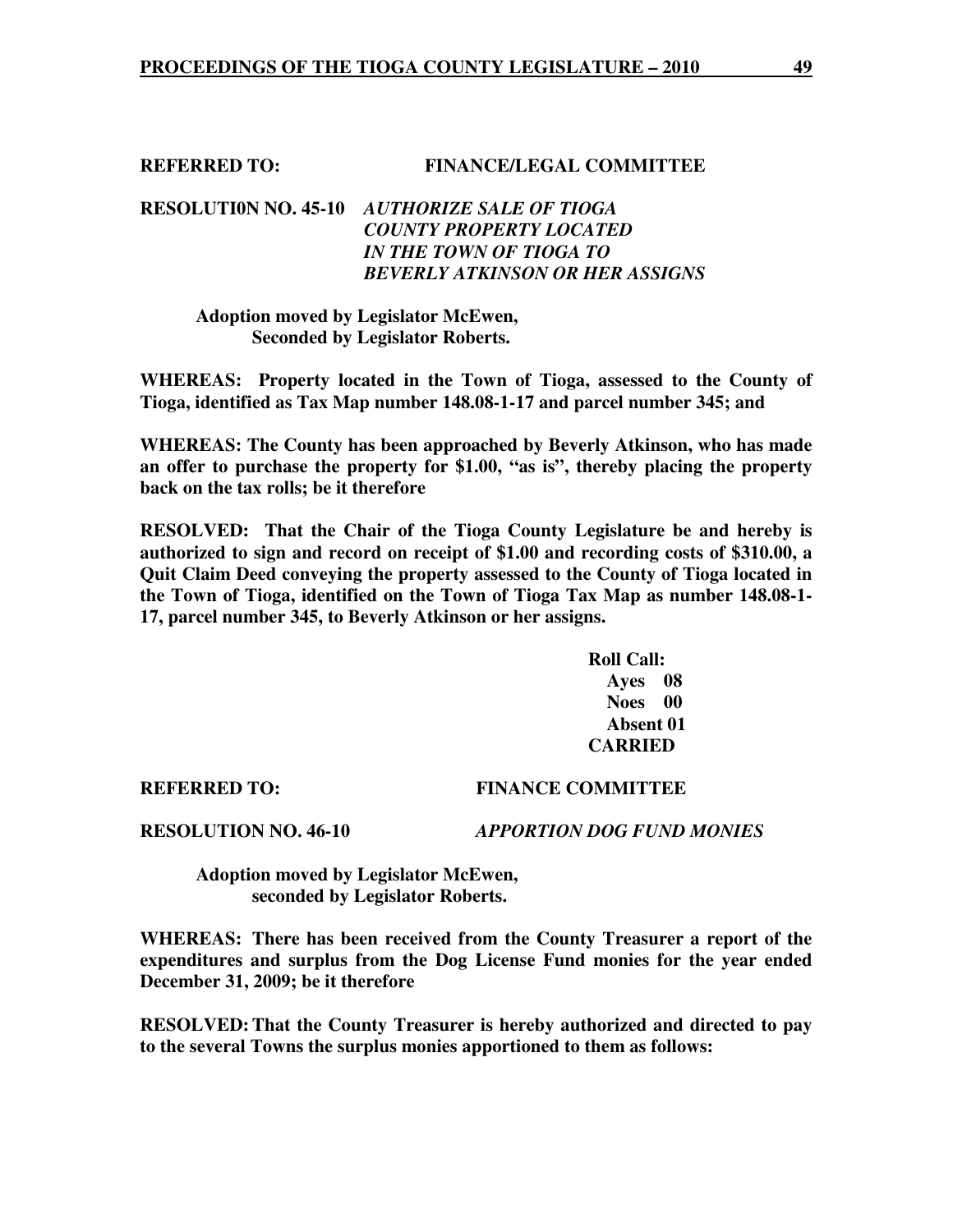**REFERRED TO: FINANCE/LEGAL COMMITTEE**

**RESOLUTI0N NO. 45-10** ***AUTHORIZE SALE OF TIOGA COUNTY PROPERTY LOCATED IN THE TOWN OF TIOGA TO BEVERLY ATKINSON OR HER ASSIGNS***

**Adoption moved by Legislator McEwen, Seconded by Legislator Roberts.**

**WHEREAS: Property located in the Town of Tioga, assessed to the County of Tioga, identified as Tax Map number 148.08-1-17 and parcel number 345; and**

**WHEREAS: The County has been approached by Beverly Atkinson, who has made an offer to purchase the property for $1.00, "as is", thereby placing the property back on the tax rolls; be it therefore**

**RESOLVED: That the Chair of the Tioga County Legislature be and hereby is authorized to sign and record on receipt of $1.00 and recording costs of $310.00, a Quit Claim Deed conveying the property assessed to the County of Tioga located in the Town of Tioga, identified on the Town of Tioga Tax Map as number 148.08-1-17, parcel number 345, to Beverly Atkinson or her assigns.**

**Roll Call:**
**Ayes 08**
**Noes 00**
**Absent 01**
**CARRIED**

**REFERRED TO: FINANCE COMMITTEE**

**RESOLUTION NO. 46-10** ***APPORTION DOG FUND MONIES***

**Adoption moved by Legislator McEwen, seconded by Legislator Roberts.**

**WHEREAS: There has been received from the County Treasurer a report of the expenditures and surplus from the Dog License Fund monies for the year ended December 31, 2009; be it therefore**

**RESOLVED: That the County Treasurer is hereby authorized and directed to pay to the several Towns the surplus monies apportioned to them as follows:**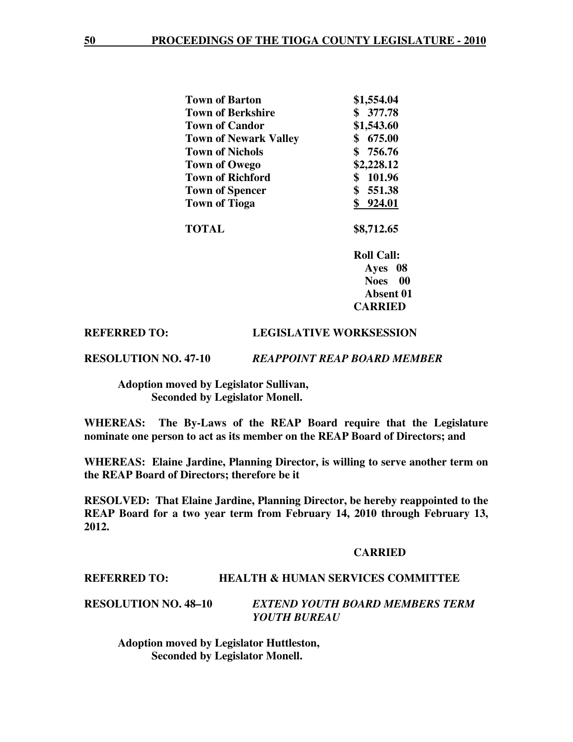| | |
|---|---|
| **Town of Barton** | **$1,554.04** |
| **Town of Berkshire** | **$ 377.78** |
| **Town of Candor** | **$1,543.60** |
| **Town of Newark Valley** | **$ 675.00** |
| **Town of Nichols** | **$ 756.76** |
| **Town of Owego** | **$2,228.12** |
| **Town of Richford** | **$ 101.96** |
| **Town of Spencer** | **$ 551.38** |
| **Town of Tioga** | **$ 924.01** |
| **TOTAL** | **$8,712.65** |

**Roll Call:**
**Ayes 08**
**Noes 00**
**Absent 01**
**CARRIED**

**REFERRED TO: LEGISLATIVE WORKSESSION**

**RESOLUTION NO. 47-10** ***REAPPOINT REAP BOARD MEMBER***

**Adoption moved by Legislator Sullivan,**
**Seconded by Legislator Monell.**

**WHEREAS: The By-Laws of the REAP Board require that the Legislature nominate one person to act as its member on the REAP Board of Directors; and**

**WHEREAS: Elaine Jardine, Planning Director, is willing to serve another term on the REAP Board of Directors; therefore be it**

**RESOLVED: That Elaine Jardine, Planning Director, be hereby reappointed to the REAP Board for a two year term from February 14, 2010 through February 13, 2012.**

**CARRIED**

**REFERRED TO: HEALTH & HUMAN SERVICES COMMITTEE**

**RESOLUTION NO. 48–10** ***EXTEND YOUTH BOARD MEMBERS TERM YOUTH BUREAU***

**Adoption moved by Legislator Huttleston,**
**Seconded by Legislator Monell.**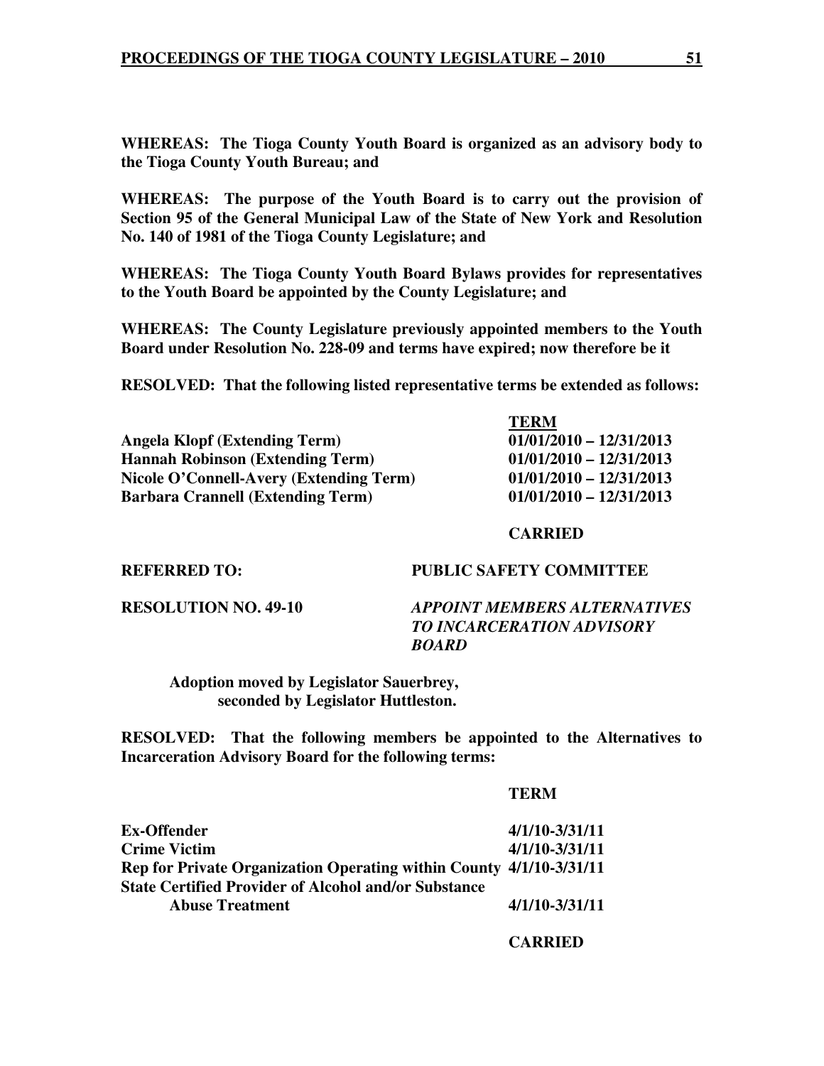**WHEREAS: The Tioga County Youth Board is organized as an advisory body to the Tioga County Youth Bureau; and**

**WHEREAS: The purpose of the Youth Board is to carry out the provision of Section 95 of the General Municipal Law of the State of New York and Resolution No. 140 of 1981 of the Tioga County Legislature; and**

**WHEREAS: The Tioga County Youth Board Bylaws provides for representatives to the Youth Board be appointed by the County Legislature; and**

**WHEREAS: The County Legislature previously appointed members to the Youth Board under Resolution No. 228-09 and terms have expired; now therefore be it**

**RESOLVED: That the following listed representative terms be extended as follows:**

| | **TERM** |
|---|---|
| **Angela Klopf (Extending Term)** | **01/01/2010 – 12/31/2013** |
| **Hannah Robinson (Extending Term)** | **01/01/2010 – 12/31/2013** |
| **Nicole O'Connell-Avery (Extending Term)** | **01/01/2010 – 12/31/2013** |
| **Barbara Crannell (Extending Term)** | **01/01/2010 – 12/31/2013** |

**CARRIED**

**REFERRED TO: PUBLIC SAFETY COMMITTEE**

**RESOLUTION NO. 49-10** ***APPOINT MEMBERS ALTERNATIVES TO INCARCERATION ADVISORY BOARD***

**Adoption moved by Legislator Sauerbrey, seconded by Legislator Huttleston.**

**RESOLVED: That the following members be appointed to the Alternatives to Incarceration Advisory Board for the following terms:**

| | **TERM** |
|---|---|
| **Ex-Offender** | **4/1/10-3/31/11** |
| **Crime Victim** | **4/1/10-3/31/11** |
| **Rep for Private Organization Operating within County** | **4/1/10-3/31/11** |
| **State Certified Provider of Alcohol and/or Substance Abuse Treatment** | **4/1/10-3/31/11** |

**CARRIED**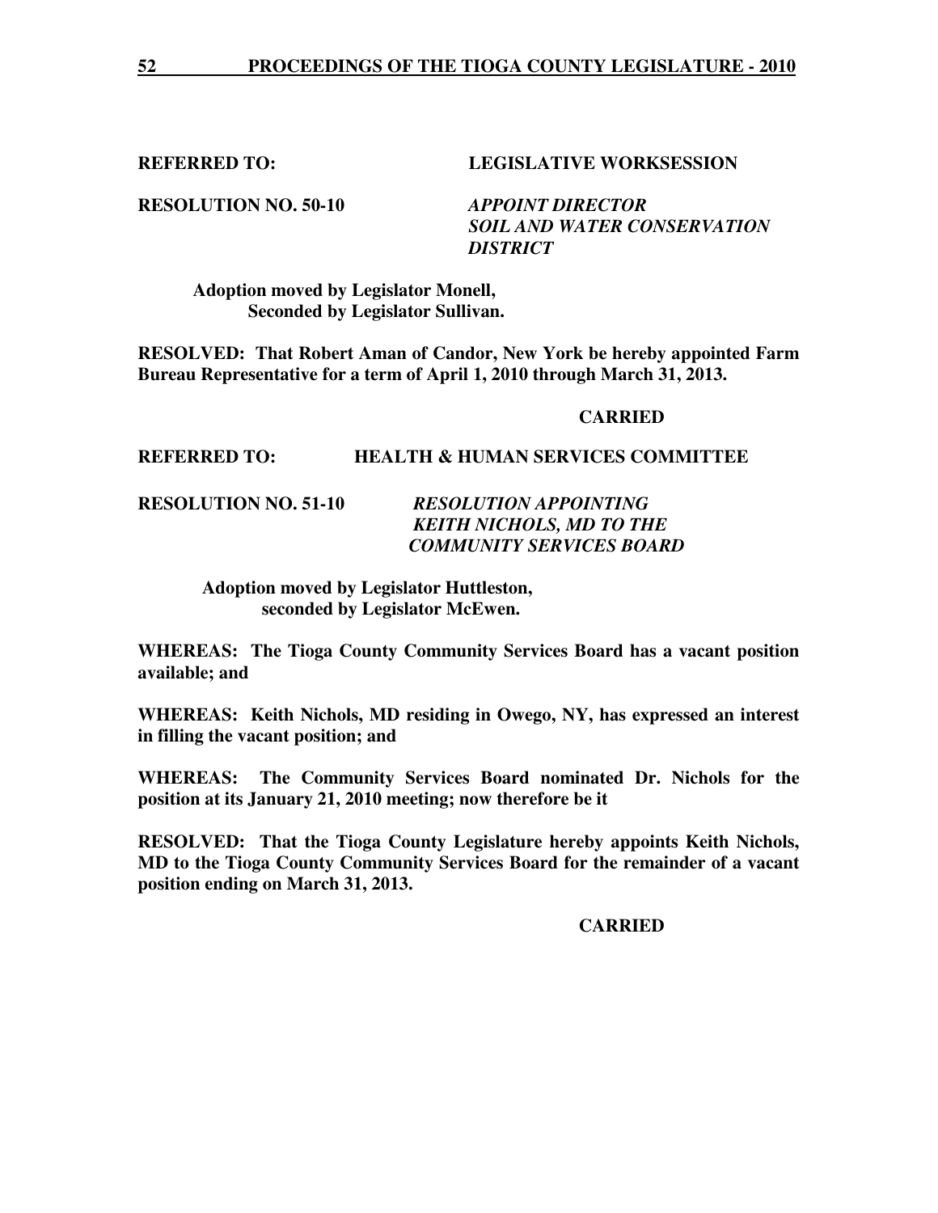**REFERRED TO: LEGISLATIVE WORKSESSION**

**RESOLUTION NO. 50-10** ***APPOINT DIRECTOR SOIL AND WATER CONSERVATION DISTRICT***

**Adoption moved by Legislator Monell,
Seconded by Legislator Sullivan.**

**RESOLVED: That Robert Aman of Candor, New York be hereby appointed Farm Bureau Representative for a term of April 1, 2010 through March 31, 2013.**

**CARRIED**

**REFERRED TO: HEALTH & HUMAN SERVICES COMMITTEE**

**RESOLUTION NO. 51-10** ***RESOLUTION APPOINTING KEITH NICHOLS, MD TO THE COMMUNITY SERVICES BOARD***

**Adoption moved by Legislator Huttleston,
seconded by Legislator McEwen.**

**WHEREAS: The Tioga County Community Services Board has a vacant position available; and**

**WHEREAS: Keith Nichols, MD residing in Owego, NY, has expressed an interest in filling the vacant position; and**

**WHEREAS: The Community Services Board nominated Dr. Nichols for the position at its January 21, 2010 meeting; now therefore be it**

**RESOLVED: That the Tioga County Legislature hereby appoints Keith Nichols, MD to the Tioga County Community Services Board for the remainder of a vacant position ending on March 31, 2013.**

**CARRIED**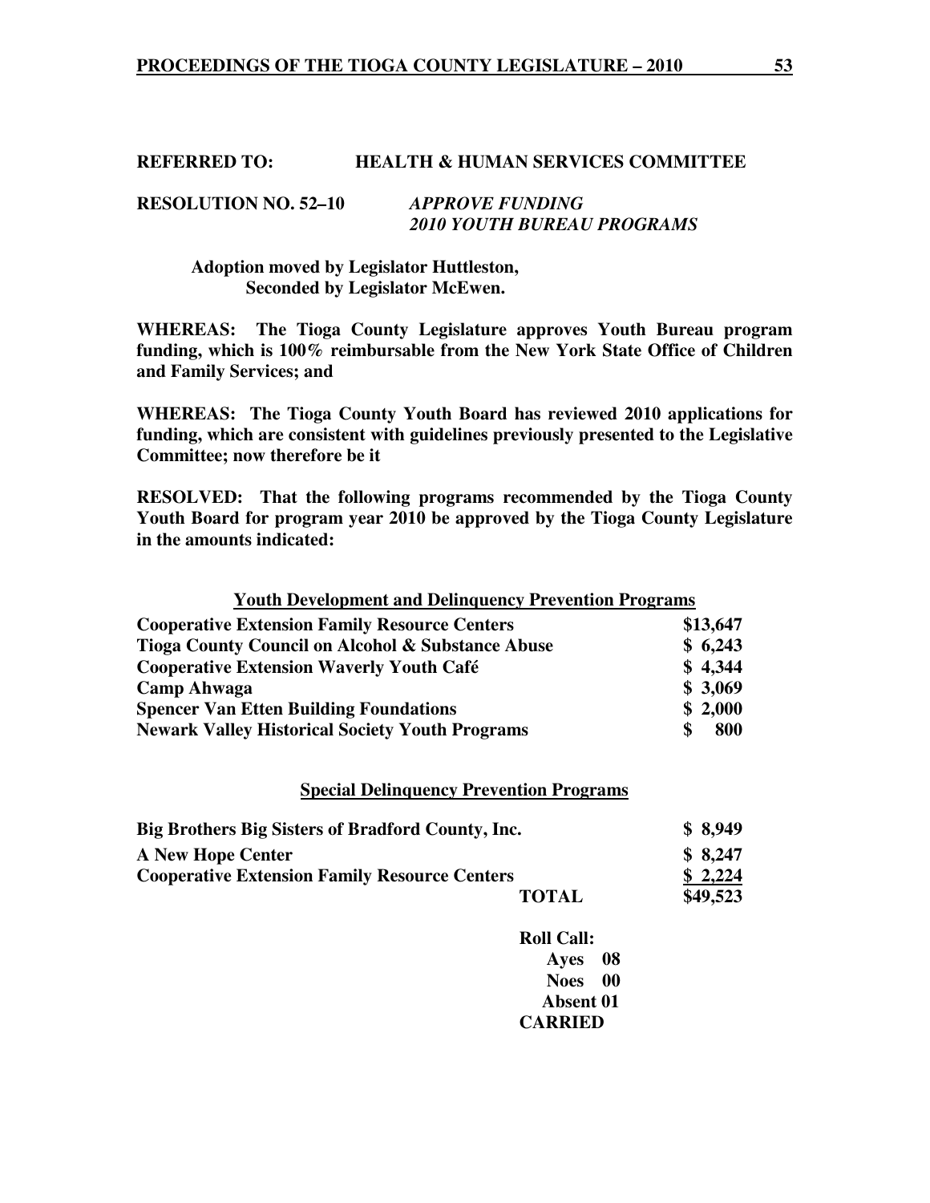**REFERRED TO: HEALTH & HUMAN SERVICES COMMITTEE**

**RESOLUTION NO. 52–10** ***APPROVE FUNDING***
***2010 YOUTH BUREAU PROGRAMS***

**Adoption moved by Legislator Huttleston,**
**Seconded by Legislator McEwen.**

**WHEREAS: The Tioga County Legislature approves Youth Bureau program funding, which is 100% reimbursable from the New York State Office of Children and Family Services; and**

**WHEREAS: The Tioga County Youth Board has reviewed 2010 applications for funding, which are consistent with guidelines previously presented to the Legislative Committee; now therefore be it**

**RESOLVED: That the following programs recommended by the Tioga County Youth Board for program year 2010 be approved by the Tioga County Legislature in the amounts indicated:**

**Youth Development and Delinquency Prevention Programs**

| | |
|---|---|
| **Cooperative Extension Family Resource Centers** | **$13,647** |
| **Tioga County Council on Alcohol & Substance Abuse** | **$ 6,243** |
| **Cooperative Extension Waverly Youth Café** | **$ 4,344** |
| **Camp Ahwaga** | **$ 3,069** |
| **Spencer Van Etten Building Foundations** | **$ 2,000** |
| **Newark Valley Historical Society Youth Programs** | **$ 800** |

**Special Delinquency Prevention Programs**

| | |
|---|---|
| **Big Brothers Big Sisters of Bradford County, Inc.** | **$ 8,949** |
| **A New Hope Center** | **$ 8,247** |
| **Cooperative Extension Family Resource Centers** | **$ 2,224** |
| **TOTAL** | **$49,523** |

**Roll Call:**
**Ayes 08**
**Noes 00**
**Absent 01**
**CARRIED**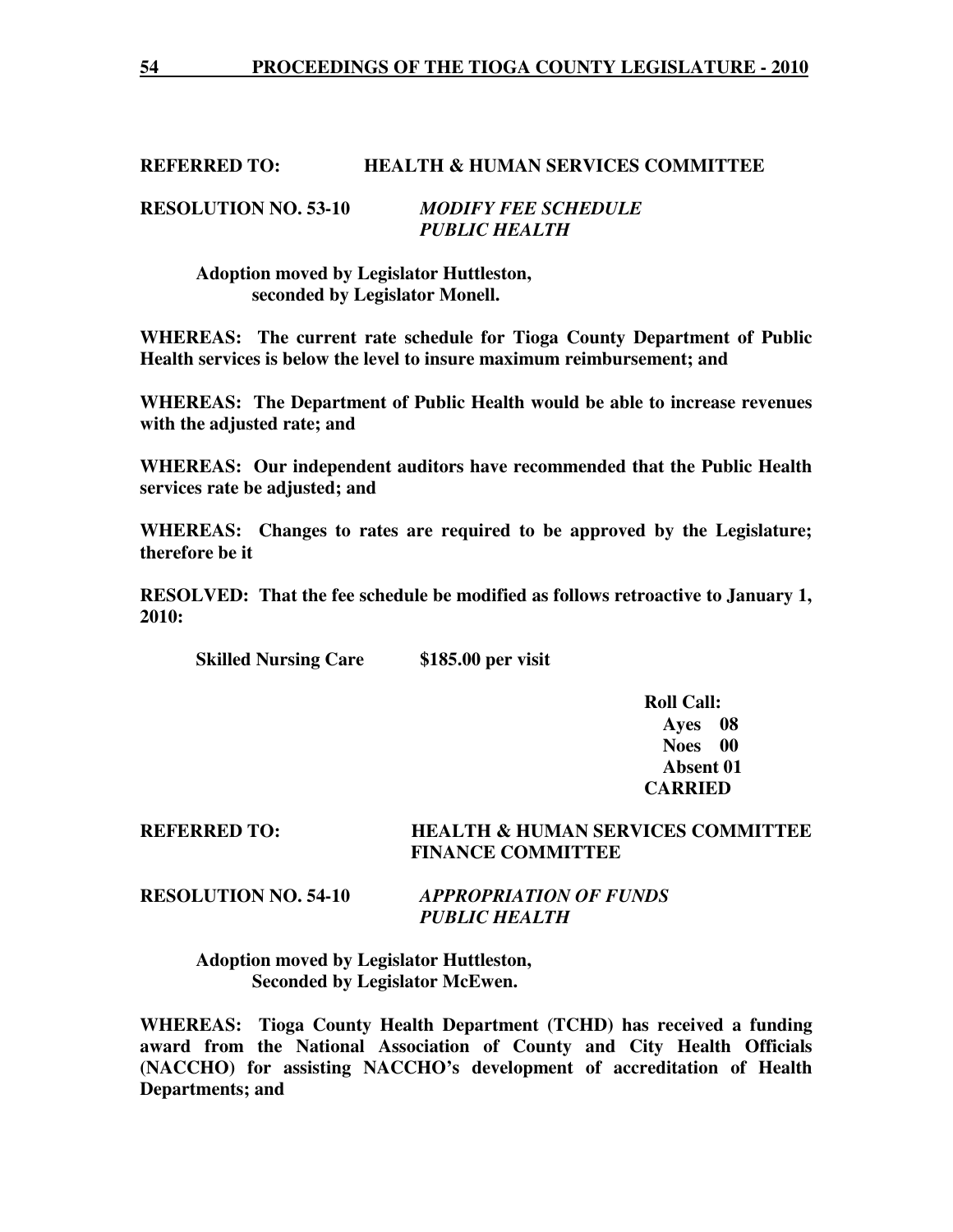**REFERRED TO: HEALTH & HUMAN SERVICES COMMITTEE**

**RESOLUTION NO. 53-10** ***MODIFY FEE SCHEDULE PUBLIC HEALTH***

**Adoption moved by Legislator Huttleston, seconded by Legislator Monell.**

**WHEREAS: The current rate schedule for Tioga County Department of Public Health services is below the level to insure maximum reimbursement; and**

**WHEREAS: The Department of Public Health would be able to increase revenues with the adjusted rate; and**

**WHEREAS: Our independent auditors have recommended that the Public Health services rate be adjusted; and**

**WHEREAS: Changes to rates are required to be approved by the Legislature; therefore be it**

**RESOLVED: That the fee schedule be modified as follows retroactive to January 1, 2010:**

**Skilled Nursing Care $185.00 per visit**

**Roll Call:**
**Ayes 08**
**Noes 00**
**Absent 01**
**CARRIED**

**REFERRED TO: HEALTH & HUMAN SERVICES COMMITTEE**
**FINANCE COMMITTEE**

**RESOLUTION NO. 54-10** ***APPROPRIATION OF FUNDS PUBLIC HEALTH***

**Adoption moved by Legislator Huttleston, Seconded by Legislator McEwen.**

**WHEREAS: Tioga County Health Department (TCHD) has received a funding award from the National Association of County and City Health Officials (NACCHO) for assisting NACCHO's development of accreditation of Health Departments; and**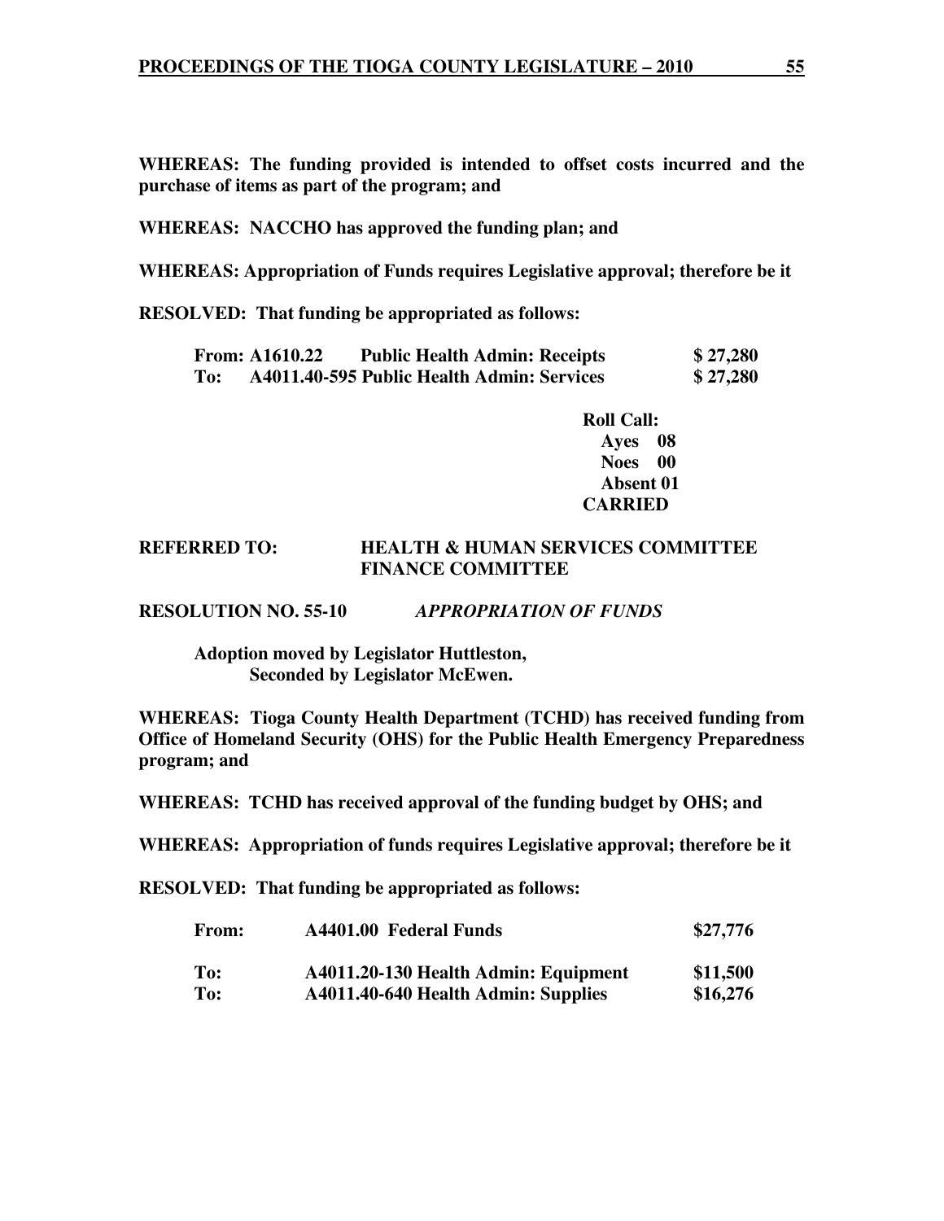**WHEREAS: The funding provided is intended to offset costs incurred and the purchase of items as part of the program; and**

**WHEREAS: NACCHO has approved the funding plan; and**

**WHEREAS: Appropriation of Funds requires Legislative approval; therefore be it**

**RESOLVED: That funding be appropriated as follows:**

| | | | |
|---|---|---|---|
| **From:** | **A1610.22** | **Public Health Admin: Receipts** | **$ 27,280** |
| **To:** | **A4011.40-595** | **Public Health Admin: Services** | **$ 27,280** |

**Roll Call:**
**Ayes 08**
**Noes 00**
**Absent 01**
**CARRIED**

**REFERRED TO: HEALTH & HUMAN SERVICES COMMITTEE**
**FINANCE COMMITTEE**

**RESOLUTION NO. 55-10** ***APPROPRIATION OF FUNDS***

**Adoption moved by Legislator Huttleston,**
**Seconded by Legislator McEwen.**

**WHEREAS: Tioga County Health Department (TCHD) has received funding from Office of Homeland Security (OHS) for the Public Health Emergency Preparedness program; and**

**WHEREAS: TCHD has received approval of the funding budget by OHS; and**

**WHEREAS: Appropriation of funds requires Legislative approval; therefore be it**

**RESOLVED: That funding be appropriated as follows:**

| | | |
|---|---|---|
| **From:** | **A4401.00 Federal Funds** | **$27,776** |
| **To:** | **A4011.20-130 Health Admin: Equipment** | **$11,500** |
| **To:** | **A4011.40-640 Health Admin: Supplies** | **$16,276** |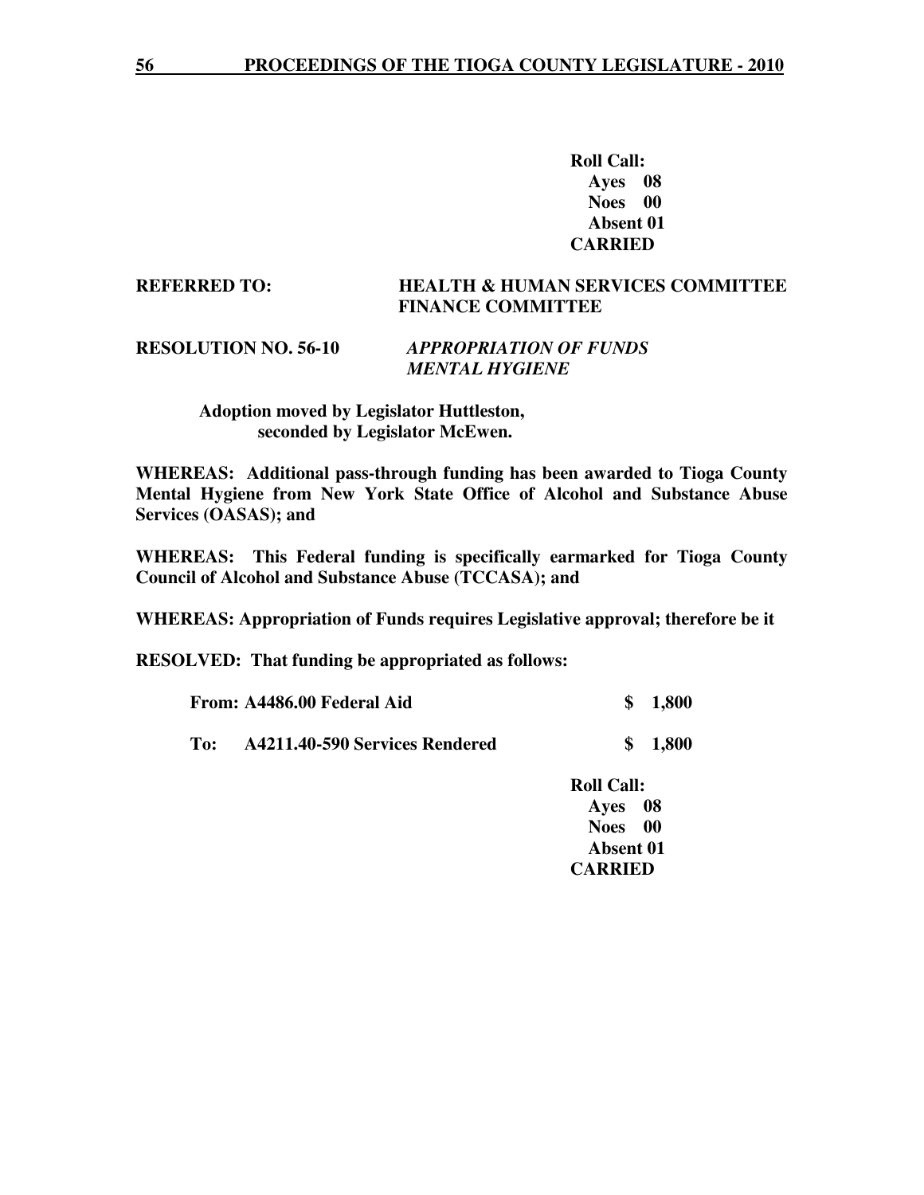**Roll Call:**
**Ayes 08**
**Noes 00**
**Absent 01**
**CARRIED**

**REFERRED TO:** **HEALTH & HUMAN SERVICES COMMITTEE**
**FINANCE COMMITTEE**

**RESOLUTION NO. 56-10** ***APPROPRIATION OF FUNDS***
***MENTAL HYGIENE***

**Adoption moved by Legislator Huttleston, seconded by Legislator McEwen.**

**WHEREAS: Additional pass-through funding has been awarded to Tioga County Mental Hygiene from New York State Office of Alcohol and Substance Abuse Services (OASAS); and**

**WHEREAS: This Federal funding is specifically earmarked for Tioga County Council of Alcohol and Substance Abuse (TCCASA); and**

**WHEREAS: Appropriation of Funds requires Legislative approval; therefore be it**

**RESOLVED: That funding be appropriated as follows:**

| | | |
|---|---|---|
| **From:** | **A4486.00 Federal Aid** | **$ 1,800** |
| **To:** | **A4211.40-590 Services Rendered** | **$ 1,800** |

**Roll Call:**
**Ayes 08**
**Noes 00**
**Absent 01**
**CARRIED**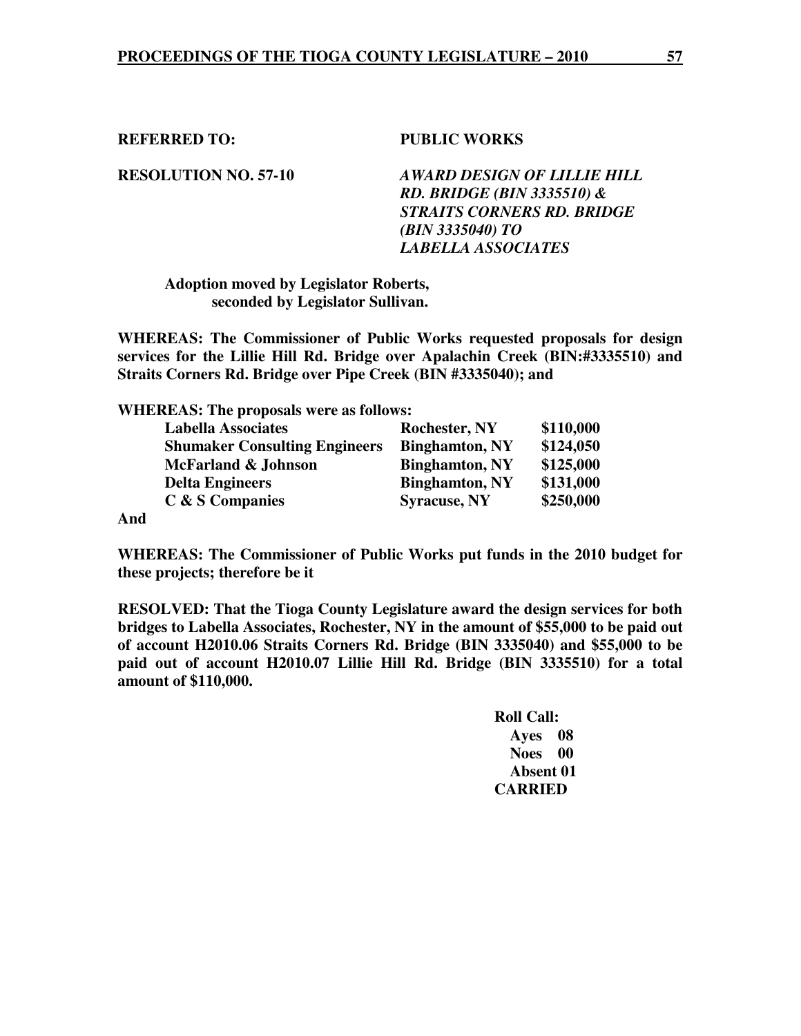**REFERRED TO:** **PUBLIC WORKS**

**RESOLUTION NO. 57-10** ***AWARD DESIGN OF LILLIE HILL RD. BRIDGE (BIN 3335510) & STRAITS CORNERS RD. BRIDGE (BIN 3335040) TO LABELLA ASSOCIATES***

**Adoption moved by Legislator Roberts, seconded by Legislator Sullivan.**

**WHEREAS: The Commissioner of Public Works requested proposals for design services for the Lillie Hill Rd. Bridge over Apalachin Creek (BIN:#3335510) and Straits Corners Rd. Bridge over Pipe Creek (BIN #3335040); and**

**WHEREAS: The proposals were as follows:**

| | | |
|---|---|---|
| **Labella Associates** | **Rochester, NY** | **\$110,000** |
| **Shumaker Consulting Engineers** | **Binghamton, NY** | **\$124,050** |
| **McFarland & Johnson** | **Binghamton, NY** | **\$125,000** |
| **Delta Engineers** | **Binghamton, NY** | **\$131,000** |
| **C & S Companies** | **Syracuse, NY** | **\$250,000** |

**And**

**WHEREAS: The Commissioner of Public Works put funds in the 2010 budget for these projects; therefore be it**

**RESOLVED: That the Tioga County Legislature award the design services for both bridges to Labella Associates, Rochester, NY in the amount of \$55,000 to be paid out of account H2010.06 Straits Corners Rd. Bridge (BIN 3335040) and \$55,000 to be paid out of account H2010.07 Lillie Hill Rd. Bridge (BIN 3335510) for a total amount of \$110,000.**

**Roll Call:**
**Ayes 08**
**Noes 00**
**Absent 01**
**CARRIED**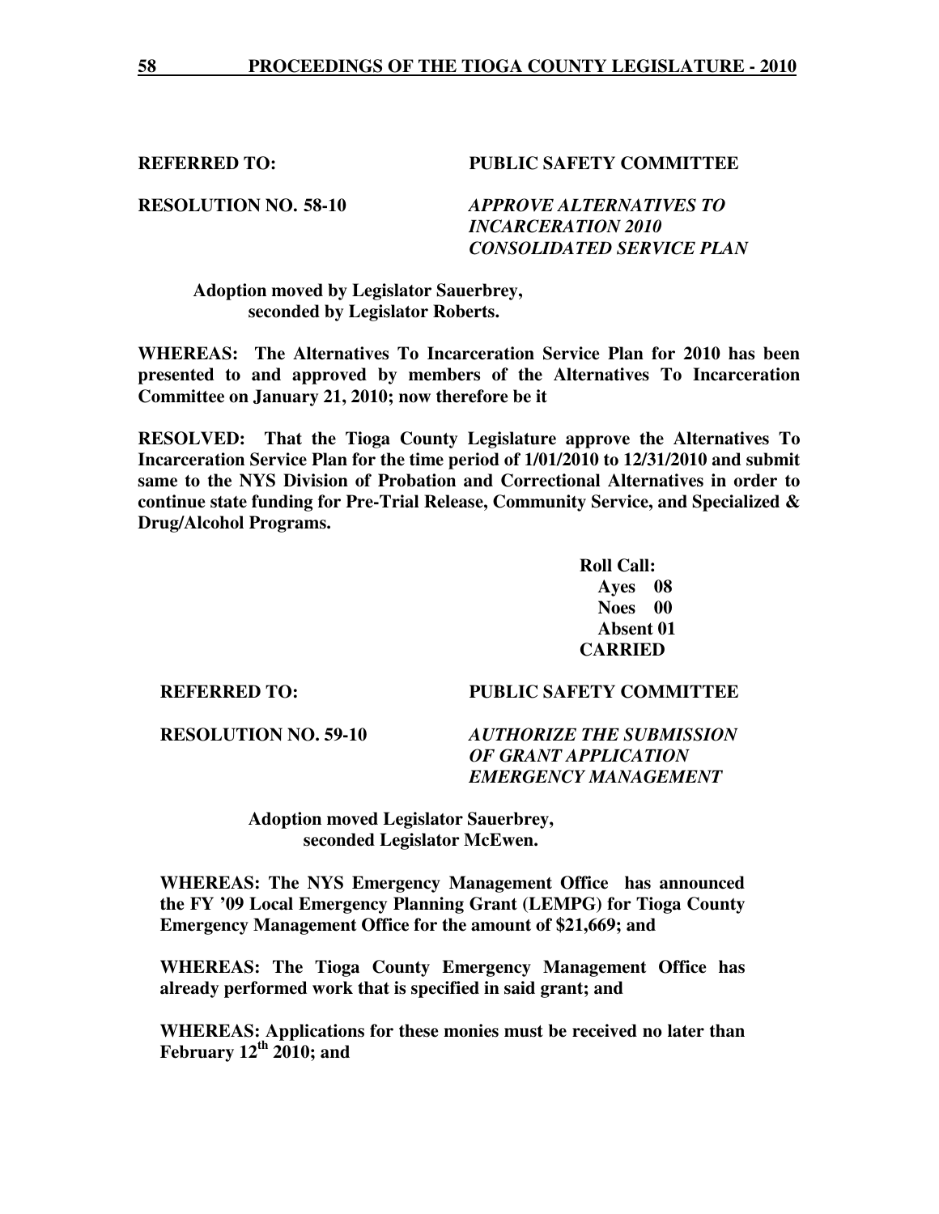**REFERRED TO: PUBLIC SAFETY COMMITTEE**

**RESOLUTION NO. 58-10** ***APPROVE ALTERNATIVES TO INCARCERATION 2010 CONSOLIDATED SERVICE PLAN***

**Adoption moved by Legislator Sauerbrey, seconded by Legislator Roberts.**

**WHEREAS: The Alternatives To Incarceration Service Plan for 2010 has been presented to and approved by members of the Alternatives To Incarceration Committee on January 21, 2010; now therefore be it**

**RESOLVED: That the Tioga County Legislature approve the Alternatives To Incarceration Service Plan for the time period of 1/01/2010 to 12/31/2010 and submit same to the NYS Division of Probation and Correctional Alternatives in order to continue state funding for Pre-Trial Release, Community Service, and Specialized & Drug/Alcohol Programs.**

**Roll Call:**
**Ayes 08**
**Noes 00**
**Absent 01**
**CARRIED**

**REFERRED TO: PUBLIC SAFETY COMMITTEE**

**RESOLUTION NO. 59-10** ***AUTHORIZE THE SUBMISSION OF GRANT APPLICATION EMERGENCY MANAGEMENT***

**Adoption moved Legislator Sauerbrey, seconded Legislator McEwen.**

**WHEREAS: The NYS Emergency Management Office has announced the FY '09 Local Emergency Planning Grant (LEMPG) for Tioga County Emergency Management Office for the amount of $21,669; and**

**WHEREAS: The Tioga County Emergency Management Office has already performed work that is specified in said grant; and**

**WHEREAS: Applications for these monies must be received no later than February 12th 2010; and**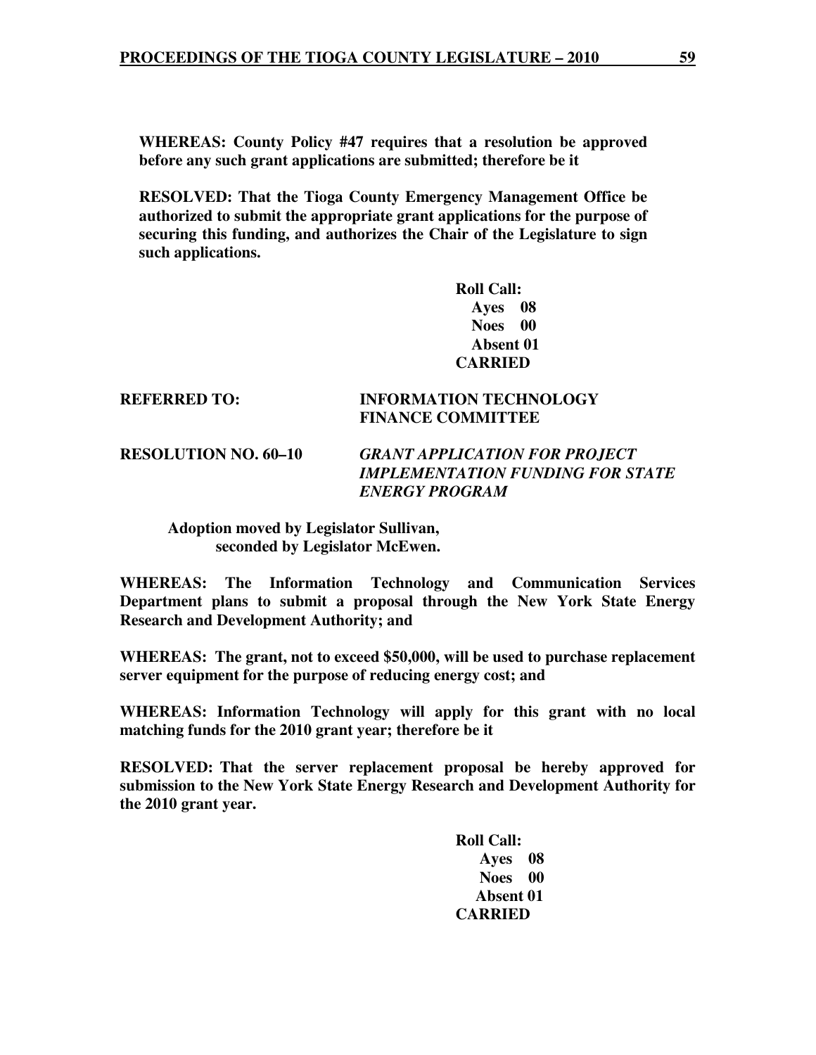**WHEREAS: County Policy #47 requires that a resolution be approved before any such grant applications are submitted; therefore be it**

**RESOLVED: That the Tioga County Emergency Management Office be authorized to submit the appropriate grant applications for the purpose of securing this funding, and authorizes the Chair of the Legislature to sign such applications.**

**Roll Call:**
**Ayes 08**
**Noes 00**
**Absent 01**
**CARRIED**

**REFERRED TO:** **INFORMATION TECHNOLOGY FINANCE COMMITTEE**

**RESOLUTION NO. 60–10** ***GRANT APPLICATION FOR PROJECT IMPLEMENTATION FUNDING FOR STATE ENERGY PROGRAM***

**Adoption moved by Legislator Sullivan, seconded by Legislator McEwen.**

**WHEREAS: The Information Technology and Communication Services Department plans to submit a proposal through the New York State Energy Research and Development Authority; and**

**WHEREAS: The grant, not to exceed $50,000, will be used to purchase replacement server equipment for the purpose of reducing energy cost; and**

**WHEREAS: Information Technology will apply for this grant with no local matching funds for the 2010 grant year; therefore be it**

**RESOLVED: That the server replacement proposal be hereby approved for submission to the New York State Energy Research and Development Authority for the 2010 grant year.**

**Roll Call:**
**Ayes 08**
**Noes 00**
**Absent 01**
**CARRIED**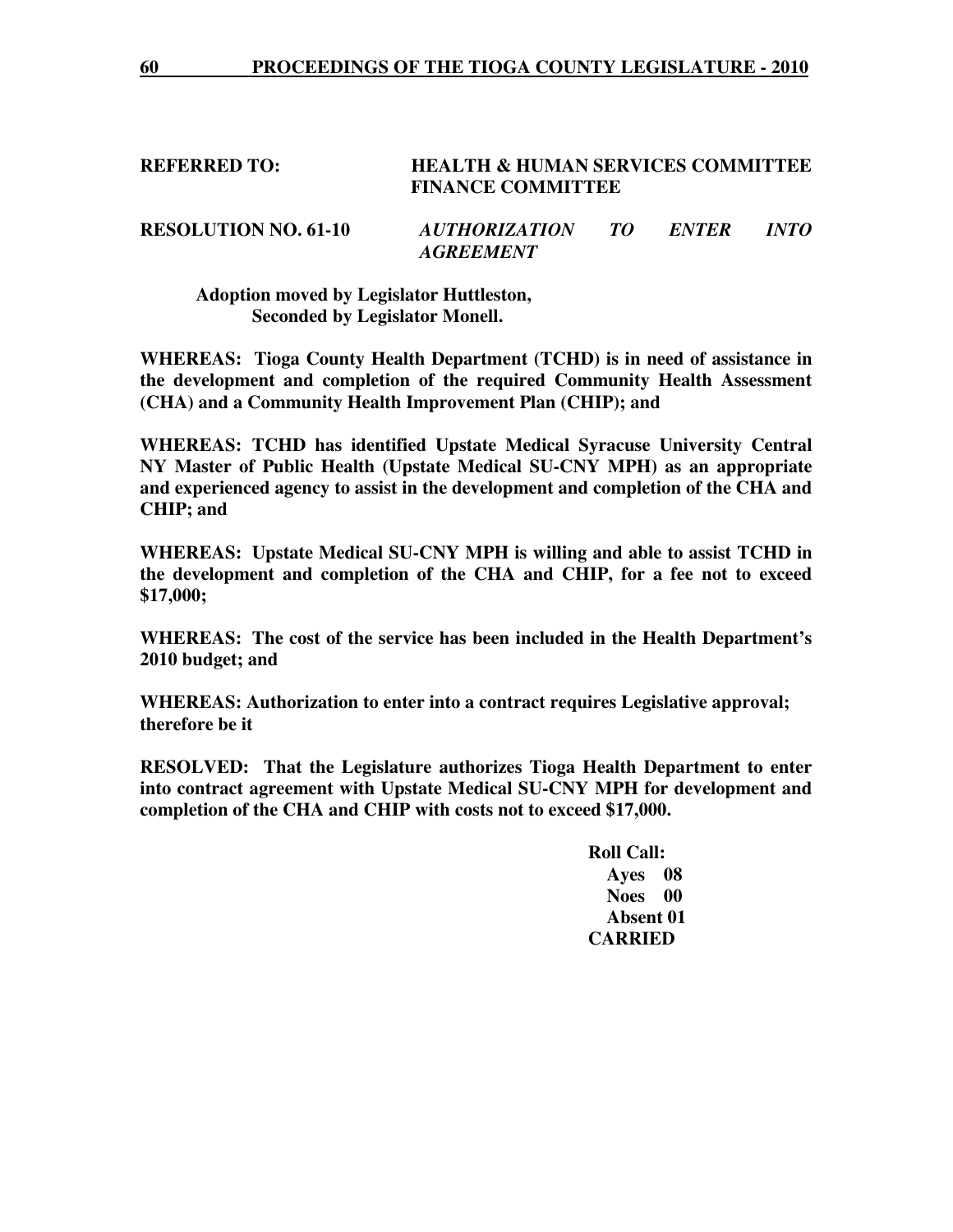**REFERRED TO:** **HEALTH & HUMAN SERVICES COMMITTEE**
**FINANCE COMMITTEE**

**RESOLUTION NO. 61-10** ***AUTHORIZATION TO ENTER INTO AGREEMENT***

**Adoption moved by Legislator Huttleston,**
**Seconded by Legislator Monell.**

**WHEREAS: Tioga County Health Department (TCHD) is in need of assistance in the development and completion of the required Community Health Assessment (CHA) and a Community Health Improvement Plan (CHIP); and**

**WHEREAS: TCHD has identified Upstate Medical Syracuse University Central NY Master of Public Health (Upstate Medical SU-CNY MPH) as an appropriate and experienced agency to assist in the development and completion of the CHA and CHIP; and**

**WHEREAS: Upstate Medical SU-CNY MPH is willing and able to assist TCHD in the development and completion of the CHA and CHIP, for a fee not to exceed $17,000;**

**WHEREAS: The cost of the service has been included in the Health Department's 2010 budget; and**

**WHEREAS: Authorization to enter into a contract requires Legislative approval; therefore be it**

**RESOLVED: That the Legislature authorizes Tioga Health Department to enter into contract agreement with Upstate Medical SU-CNY MPH for development and completion of the CHA and CHIP with costs not to exceed $17,000.**

**Roll Call:**
**Ayes 08**
**Noes 00**
**Absent 01**
**CARRIED**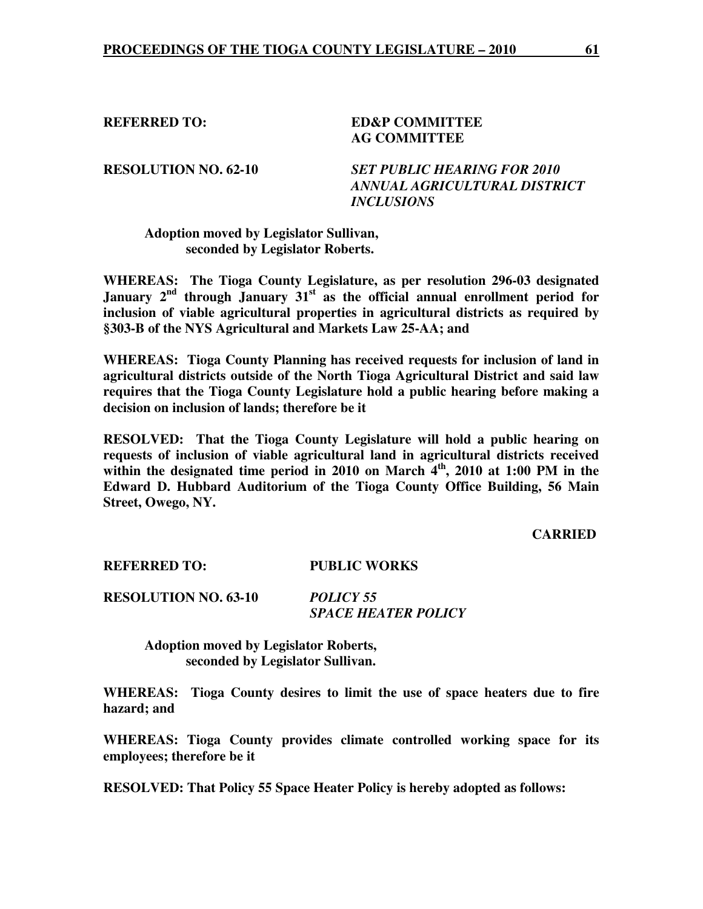**REFERRED TO:** **ED&P COMMITTEE**
**AG COMMITTEE**

**RESOLUTION NO. 62-10** ***SET PUBLIC HEARING FOR 2010 ANNUAL AGRICULTURAL DISTRICT INCLUSIONS***

**Adoption moved by Legislator Sullivan, seconded by Legislator Roberts.**

**WHEREAS: The Tioga County Legislature, as per resolution 296-03 designated January 2nd through January 31st as the official annual enrollment period for inclusion of viable agricultural properties in agricultural districts as required by §303-B of the NYS Agricultural and Markets Law 25-AA; and**

**WHEREAS: Tioga County Planning has received requests for inclusion of land in agricultural districts outside of the North Tioga Agricultural District and said law requires that the Tioga County Legislature hold a public hearing before making a decision on inclusion of lands; therefore be it**

**RESOLVED: That the Tioga County Legislature will hold a public hearing on requests of inclusion of viable agricultural land in agricultural districts received within the designated time period in 2010 on March 4th, 2010 at 1:00 PM in the Edward D. Hubbard Auditorium of the Tioga County Office Building, 56 Main Street, Owego, NY.**

**CARRIED**

**REFERRED TO:** **PUBLIC WORKS**

**RESOLUTION NO. 63-10** ***POLICY 55 SPACE HEATER POLICY***

**Adoption moved by Legislator Roberts, seconded by Legislator Sullivan.**

**WHEREAS: Tioga County desires to limit the use of space heaters due to fire hazard; and**

**WHEREAS: Tioga County provides climate controlled working space for its employees; therefore be it**

**RESOLVED: That Policy 55 Space Heater Policy is hereby adopted as follows:**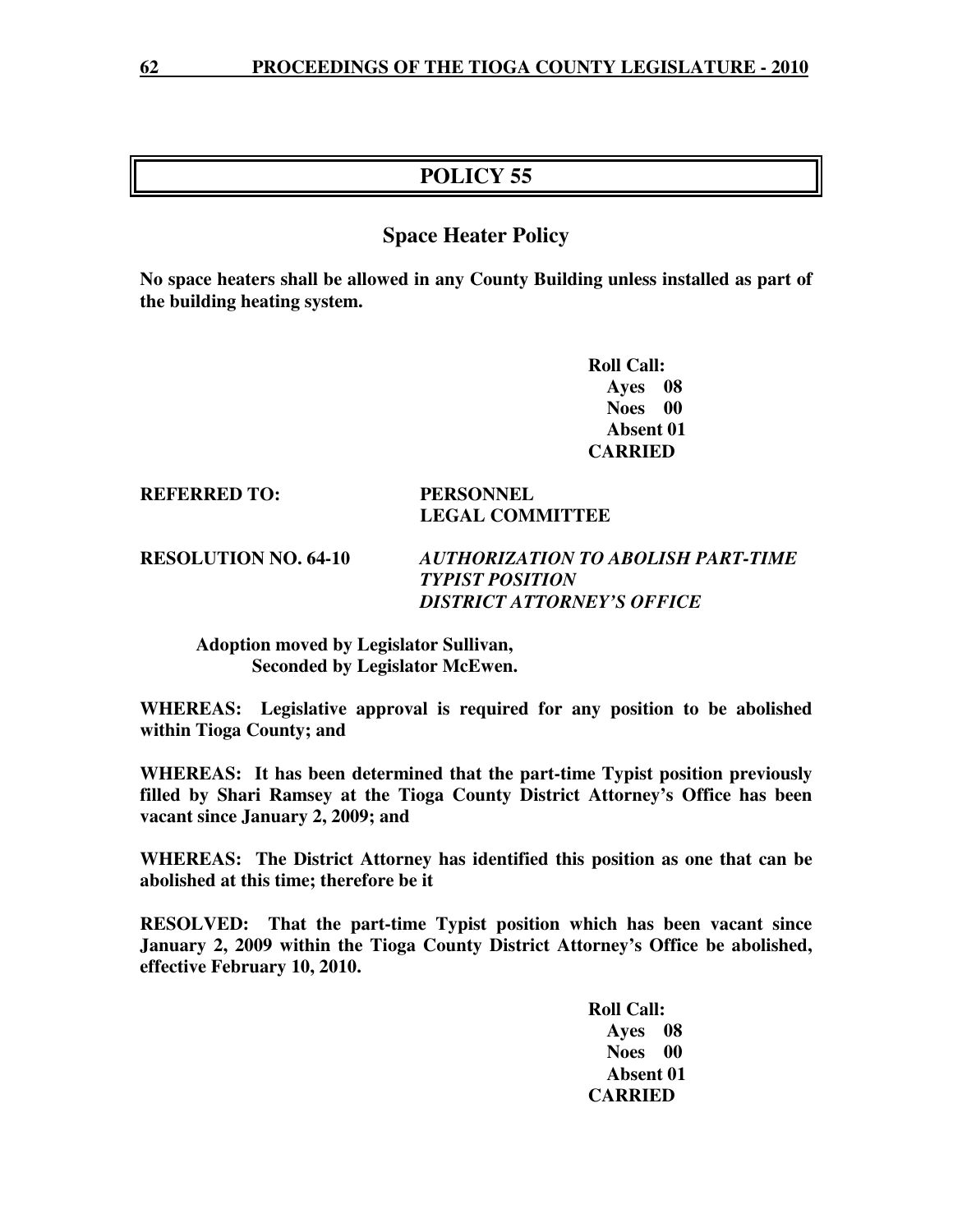## POLICY 55

### Space Heater Policy

**No space heaters shall be allowed in any County Building unless installed as part of the building heating system.**

**Roll Call:**
**Ayes 08**
**Noes 00**
**Absent 01**
**CARRIED**

**REFERRED TO: PERSONNEL**
**LEGAL COMMITTEE**

**RESOLUTION NO. 64-10** ***AUTHORIZATION TO ABOLISH PART-TIME TYPIST POSITION DISTRICT ATTORNEY'S OFFICE***

**Adoption moved by Legislator Sullivan,**
**Seconded by Legislator McEwen.**

**WHEREAS: Legislative approval is required for any position to be abolished within Tioga County; and**

**WHEREAS: It has been determined that the part-time Typist position previously filled by Shari Ramsey at the Tioga County District Attorney's Office has been vacant since January 2, 2009; and**

**WHEREAS: The District Attorney has identified this position as one that can be abolished at this time; therefore be it**

**RESOLVED: That the part-time Typist position which has been vacant since January 2, 2009 within the Tioga County District Attorney's Office be abolished, effective February 10, 2010.**

**Roll Call:**
**Ayes 08**
**Noes 00**
**Absent 01**
**CARRIED**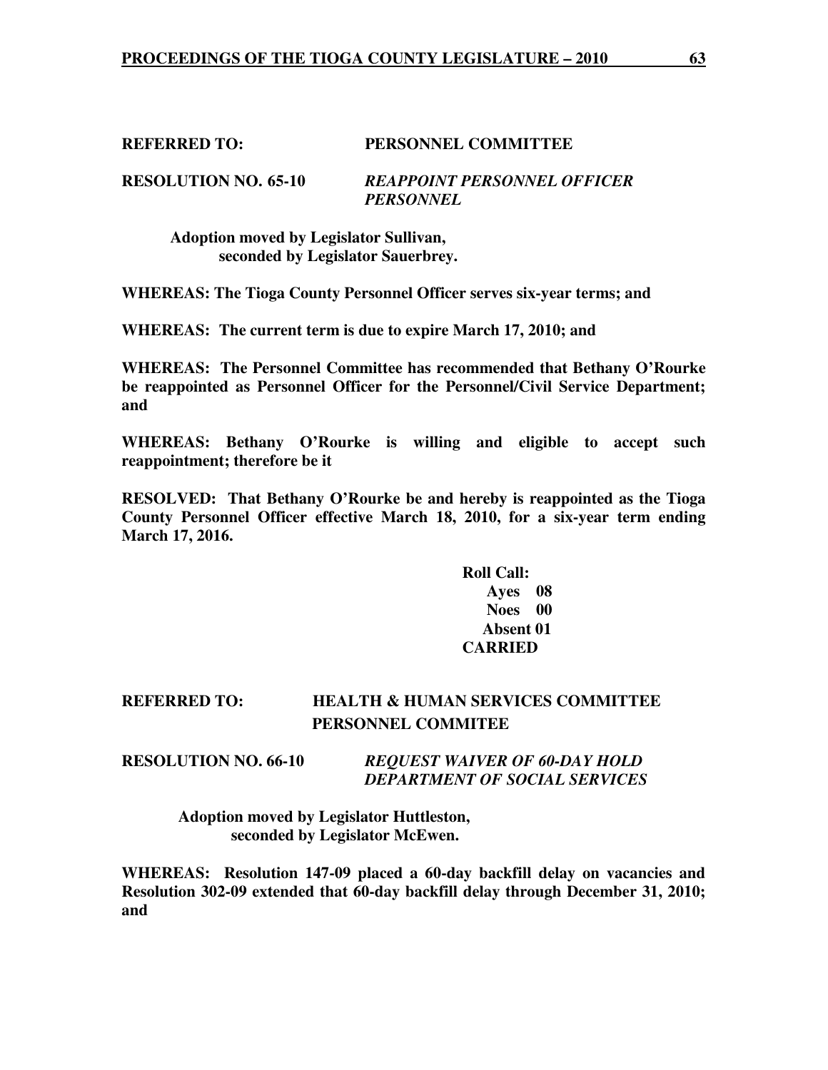**REFERRED TO: PERSONNEL COMMITTEE**

**RESOLUTION NO. 65-10** ***REAPPOINT PERSONNEL OFFICER PERSONNEL***

**Adoption moved by Legislator Sullivan, seconded by Legislator Sauerbrey.**

**WHEREAS: The Tioga County Personnel Officer serves six-year terms; and**

**WHEREAS: The current term is due to expire March 17, 2010; and**

**WHEREAS: The Personnel Committee has recommended that Bethany O'Rourke be reappointed as Personnel Officer for the Personnel/Civil Service Department; and**

**WHEREAS: Bethany O'Rourke is willing and eligible to accept such reappointment; therefore be it**

**RESOLVED: That Bethany O'Rourke be and hereby is reappointed as the Tioga County Personnel Officer effective March 18, 2010, for a six-year term ending March 17, 2016.**

**Roll Call:**
**Ayes 08**
**Noes 00**
**Absent 01**
**CARRIED**

**REFERRED TO: HEALTH & HUMAN SERVICES COMMITTEE PERSONNEL COMMITEE**

**RESOLUTION NO. 66-10** ***REQUEST WAIVER OF 60-DAY HOLD DEPARTMENT OF SOCIAL SERVICES***

**Adoption moved by Legislator Huttleston, seconded by Legislator McEwen.**

**WHEREAS: Resolution 147-09 placed a 60-day backfill delay on vacancies and Resolution 302-09 extended that 60-day backfill delay through December 31, 2010; and**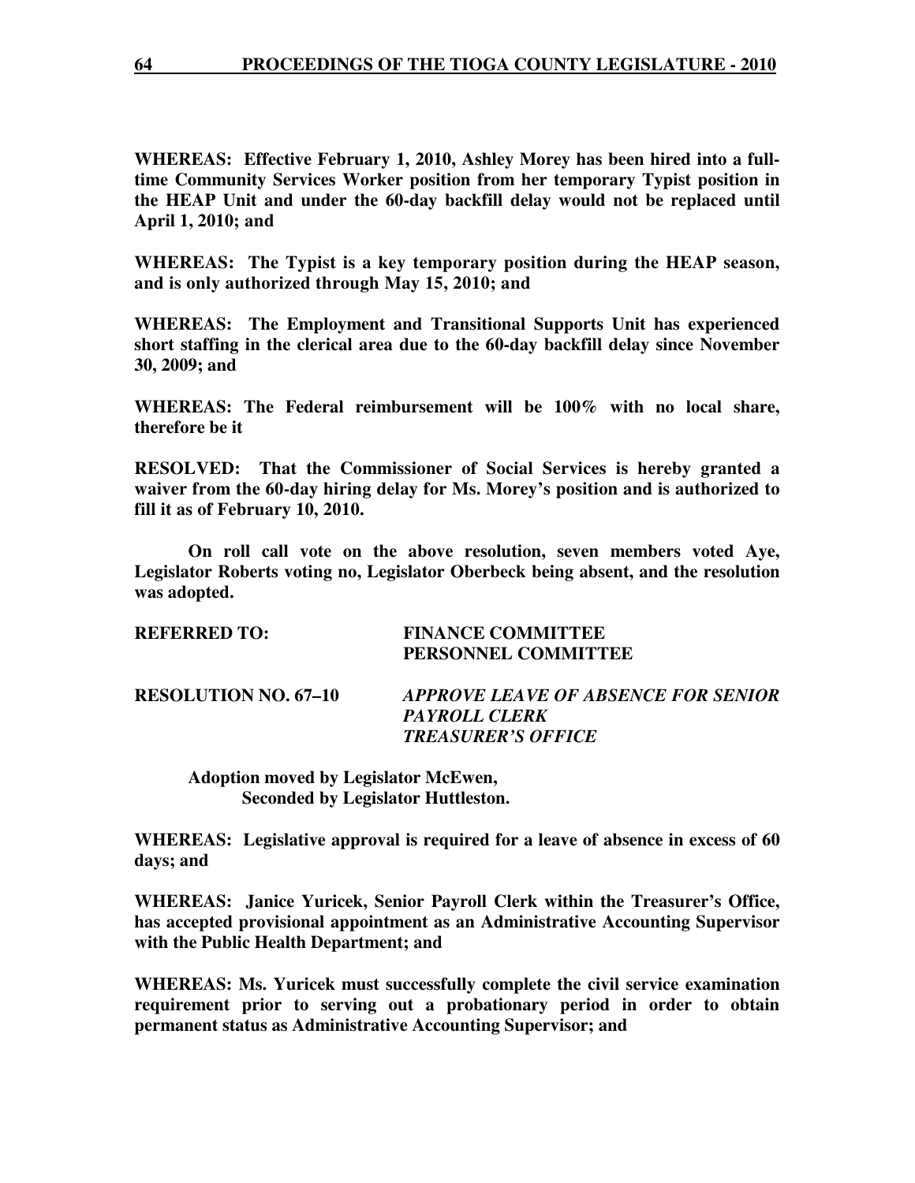**WHEREAS: Effective February 1, 2010, Ashley Morey has been hired into a full-time Community Services Worker position from her temporary Typist position in the HEAP Unit and under the 60-day backfill delay would not be replaced until April 1, 2010; and**

**WHEREAS: The Typist is a key temporary position during the HEAP season, and is only authorized through May 15, 2010; and**

**WHEREAS: The Employment and Transitional Supports Unit has experienced short staffing in the clerical area due to the 60-day backfill delay since November 30, 2009; and**

**WHEREAS: The Federal reimbursement will be 100% with no local share, therefore be it**

**RESOLVED: That the Commissioner of Social Services is hereby granted a waiver from the 60-day hiring delay for Ms. Morey's position and is authorized to fill it as of February 10, 2010.**

**On roll call vote on the above resolution, seven members voted Aye, Legislator Roberts voting no, Legislator Oberbeck being absent, and the resolution was adopted.**

**REFERRED TO: FINANCE COMMITTEE**
**PERSONNEL COMMITTEE**

**RESOLUTION NO. 67–10** ***APPROVE LEAVE OF ABSENCE FOR SENIOR PAYROLL CLERK TREASURER'S OFFICE***

**Adoption moved by Legislator McEwen,**
**Seconded by Legislator Huttleston.**

**WHEREAS: Legislative approval is required for a leave of absence in excess of 60 days; and**

**WHEREAS: Janice Yuricek, Senior Payroll Clerk within the Treasurer's Office, has accepted provisional appointment as an Administrative Accounting Supervisor with the Public Health Department; and**

**WHEREAS: Ms. Yuricek must successfully complete the civil service examination requirement prior to serving out a probationary period in order to obtain permanent status as Administrative Accounting Supervisor; and**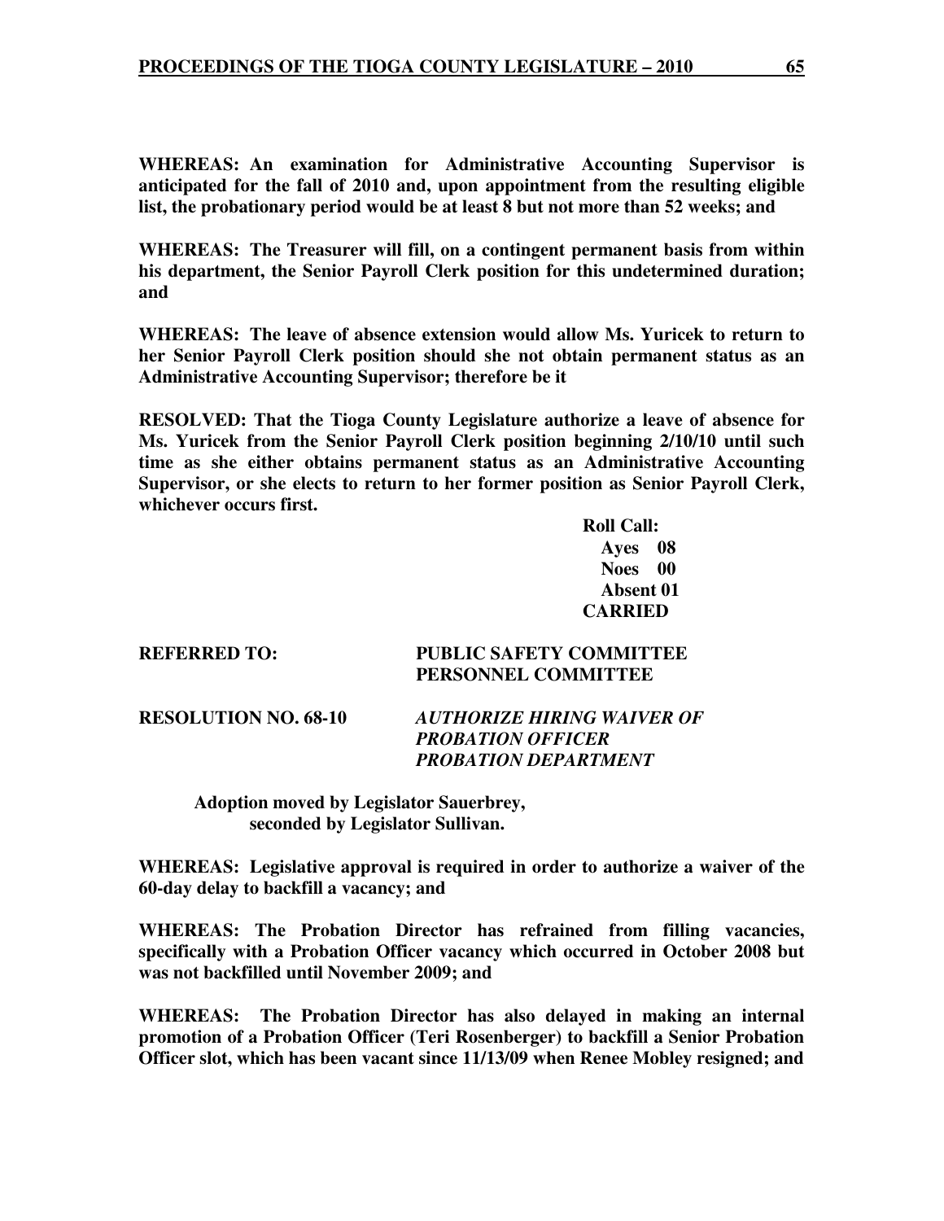**WHEREAS: An examination for Administrative Accounting Supervisor is anticipated for the fall of 2010 and, upon appointment from the resulting eligible list, the probationary period would be at least 8 but not more than 52 weeks; and**

**WHEREAS: The Treasurer will fill, on a contingent permanent basis from within his department, the Senior Payroll Clerk position for this undetermined duration; and**

**WHEREAS: The leave of absence extension would allow Ms. Yuricek to return to her Senior Payroll Clerk position should she not obtain permanent status as an Administrative Accounting Supervisor; therefore be it**

**RESOLVED: That the Tioga County Legislature authorize a leave of absence for Ms. Yuricek from the Senior Payroll Clerk position beginning 2/10/10 until such time as she either obtains permanent status as an Administrative Accounting Supervisor, or she elects to return to her former position as Senior Payroll Clerk, whichever occurs first.**

**Roll Call:**
**Ayes 08**
**Noes 00**
**Absent 01**
**CARRIED**

**REFERRED TO: PUBLIC SAFETY COMMITTEE**
**PERSONNEL COMMITTEE**

**RESOLUTION NO. 68-10** ***AUTHORIZE HIRING WAIVER OF PROBATION OFFICER PROBATION DEPARTMENT***

**Adoption moved by Legislator Sauerbrey, seconded by Legislator Sullivan.**

**WHEREAS: Legislative approval is required in order to authorize a waiver of the 60-day delay to backfill a vacancy; and**

**WHEREAS: The Probation Director has refrained from filling vacancies, specifically with a Probation Officer vacancy which occurred in October 2008 but was not backfilled until November 2009; and**

**WHEREAS: The Probation Director has also delayed in making an internal promotion of a Probation Officer (Teri Rosenberger) to backfill a Senior Probation Officer slot, which has been vacant since 11/13/09 when Renee Mobley resigned; and**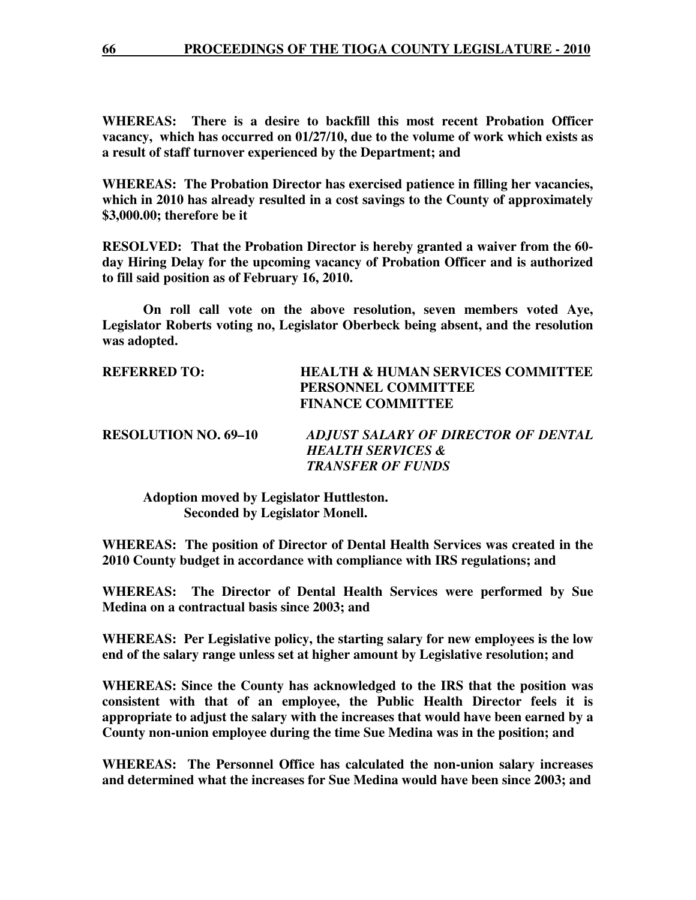**WHEREAS: There is a desire to backfill this most recent Probation Officer vacancy, which has occurred on 01/27/10, due to the volume of work which exists as a result of staff turnover experienced by the Department; and**

**WHEREAS: The Probation Director has exercised patience in filling her vacancies, which in 2010 has already resulted in a cost savings to the County of approximately $3,000.00; therefore be it**

**RESOLVED: That the Probation Director is hereby granted a waiver from the 60-day Hiring Delay for the upcoming vacancy of Probation Officer and is authorized to fill said position as of February 16, 2010.**

**On roll call vote on the above resolution, seven members voted Aye, Legislator Roberts voting no, Legislator Oberbeck being absent, and the resolution was adopted.**

**REFERRED TO: HEALTH & HUMAN SERVICES COMMITTEE**
**PERSONNEL COMMITTEE**
**FINANCE COMMITTEE**

**RESOLUTION NO. 69–10** ***ADJUST SALARY OF DIRECTOR OF DENTAL HEALTH SERVICES & TRANSFER OF FUNDS***

**Adoption moved by Legislator Huttleston.**
**Seconded by Legislator Monell.**

**WHEREAS: The position of Director of Dental Health Services was created in the 2010 County budget in accordance with compliance with IRS regulations; and**

**WHEREAS: The Director of Dental Health Services were performed by Sue Medina on a contractual basis since 2003; and**

**WHEREAS: Per Legislative policy, the starting salary for new employees is the low end of the salary range unless set at higher amount by Legislative resolution; and**

**WHEREAS: Since the County has acknowledged to the IRS that the position was consistent with that of an employee, the Public Health Director feels it is appropriate to adjust the salary with the increases that would have been earned by a County non-union employee during the time Sue Medina was in the position; and**

**WHEREAS: The Personnel Office has calculated the non-union salary increases and determined what the increases for Sue Medina would have been since 2003; and**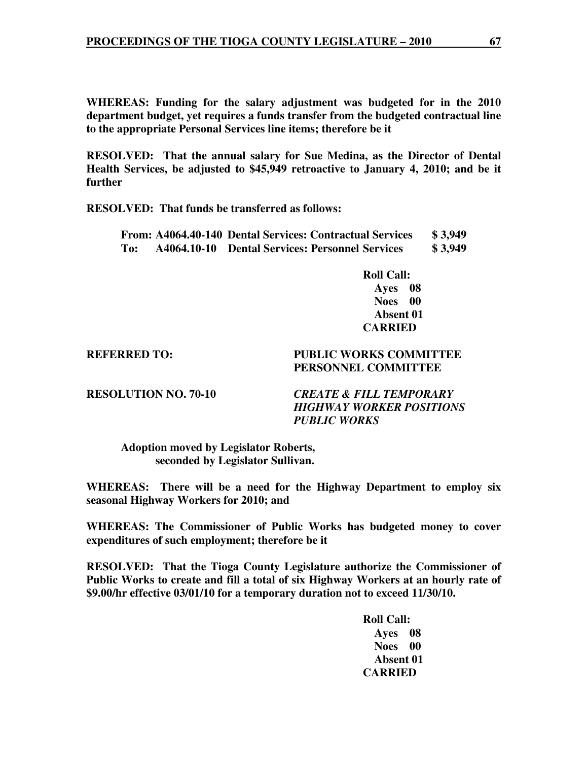**WHEREAS: Funding for the salary adjustment was budgeted for in the 2010 department budget, yet requires a funds transfer from the budgeted contractual line to the appropriate Personal Services line items; therefore be it**

**RESOLVED: That the annual salary for Sue Medina, as the Director of Dental Health Services, be adjusted to $45,949 retroactive to January 4, 2010; and be it further**

**RESOLVED: That funds be transferred as follows:**

| | | | |
|---|---|---|---|
| **From:** | **A4064.40-140** | **Dental Services: Contractual Services** | **$ 3,949** |
| **To:** | **A4064.10-10** | **Dental Services: Personnel Services** | **$ 3,949** |

**Roll Call:**
**Ayes 08**
**Noes 00**
**Absent 01**
**CARRIED**

**REFERRED TO: PUBLIC WORKS COMMITTEE**
**PERSONNEL COMMITTEE**

**RESOLUTION NO. 70-10** ***CREATE & FILL TEMPORARY HIGHWAY WORKER POSITIONS PUBLIC WORKS***

**Adoption moved by Legislator Roberts, seconded by Legislator Sullivan.**

**WHEREAS: There will be a need for the Highway Department to employ six seasonal Highway Workers for 2010; and**

**WHEREAS: The Commissioner of Public Works has budgeted money to cover expenditures of such employment; therefore be it**

**RESOLVED: That the Tioga County Legislature authorize the Commissioner of Public Works to create and fill a total of six Highway Workers at an hourly rate of $9.00/hr effective 03/01/10 for a temporary duration not to exceed 11/30/10.**

**Roll Call:**
**Ayes 08**
**Noes 00**
**Absent 01**
**CARRIED**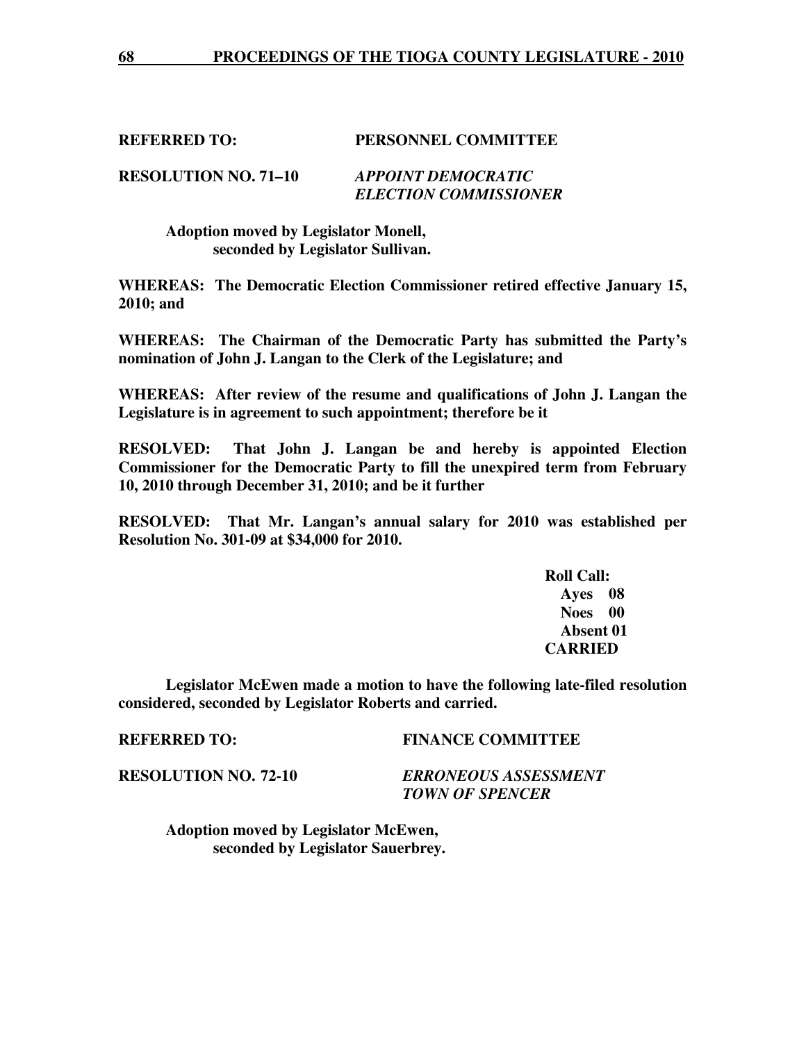**REFERRED TO: PERSONNEL COMMITTEE**

**RESOLUTION NO. 71–10** ***APPOINT DEMOCRATIC ELECTION COMMISSIONER***

**Adoption moved by Legislator Monell, seconded by Legislator Sullivan.**

**WHEREAS: The Democratic Election Commissioner retired effective January 15, 2010; and**

**WHEREAS: The Chairman of the Democratic Party has submitted the Party's nomination of John J. Langan to the Clerk of the Legislature; and**

**WHEREAS: After review of the resume and qualifications of John J. Langan the Legislature is in agreement to such appointment; therefore be it**

**RESOLVED: That John J. Langan be and hereby is appointed Election Commissioner for the Democratic Party to fill the unexpired term from February 10, 2010 through December 31, 2010; and be it further**

**RESOLVED: That Mr. Langan's annual salary for 2010 was established per Resolution No. 301-09 at $34,000 for 2010.**

**Roll Call:**
**Ayes 08**
**Noes 00**
**Absent 01**
**CARRIED**

**Legislator McEwen made a motion to have the following late-filed resolution considered, seconded by Legislator Roberts and carried.**

**REFERRED TO: FINANCE COMMITTEE**

**RESOLUTION NO. 72-10** ***ERRONEOUS ASSESSMENT TOWN OF SPENCER***

**Adoption moved by Legislator McEwen, seconded by Legislator Sauerbrey.**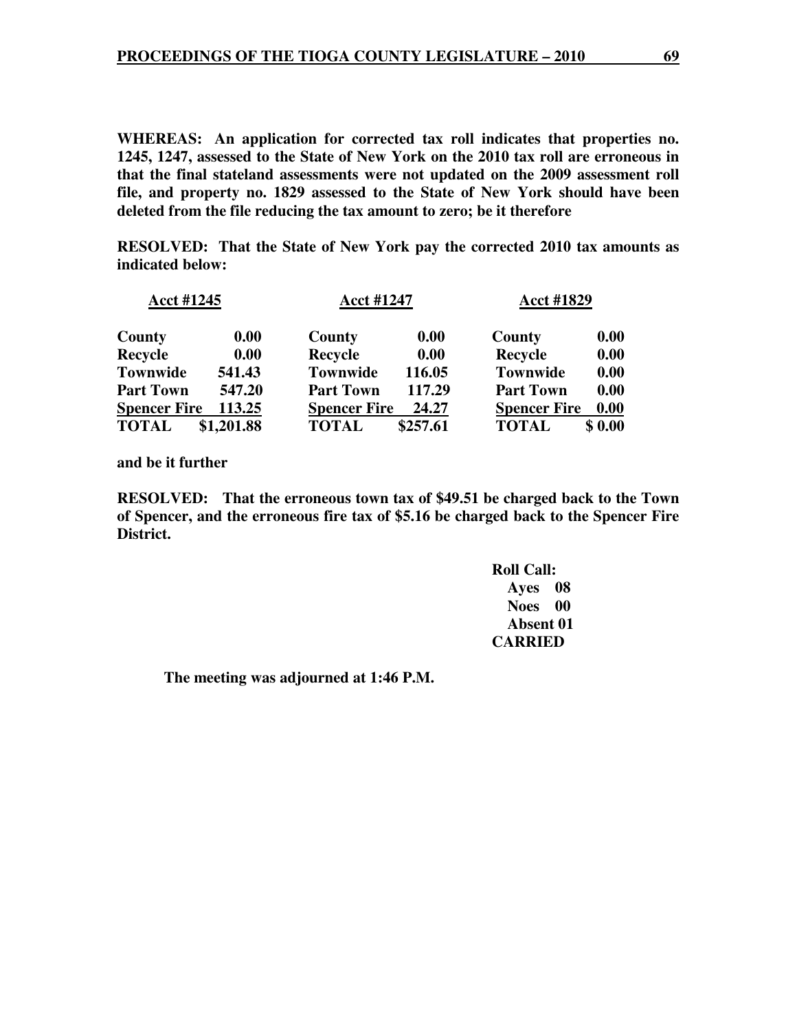**WHEREAS: An application for corrected tax roll indicates that properties no. 1245, 1247, assessed to the State of New York on the 2010 tax roll are erroneous in that the final stateland assessments were not updated on the 2009 assessment roll file, and property no. 1829 assessed to the State of New York should have been deleted from the file reducing the tax amount to zero; be it therefore**

**RESOLVED: That the State of New York pay the corrected 2010 tax amounts as indicated below:**

| Acct #1245 | | Acct #1247 | | Acct #1829 | |
|---|---|---|---|---|---|
| County | 0.00 | County | 0.00 | County | 0.00 |
| Recycle | 0.00 | Recycle | 0.00 | Recycle | 0.00 |
| Townwide | 541.43 | Townwide | 116.05 | Townwide | 0.00 |
| Part Town | 547.20 | Part Town | 117.29 | Part Town | 0.00 |
| Spencer Fire | 113.25 | Spencer Fire | 24.27 | Spencer Fire | 0.00 |
| TOTAL | $1,201.88 | TOTAL | $257.61 | TOTAL | $ 0.00 |

**and be it further**

**RESOLVED: That the erroneous town tax of $49.51 be charged back to the Town of Spencer, and the erroneous fire tax of $5.16 be charged back to the Spencer Fire District.**

**Roll Call:**
**Ayes 08**
**Noes 00**
**Absent 01**
**CARRIED**

**The meeting was adjourned at 1:46 P.M.**